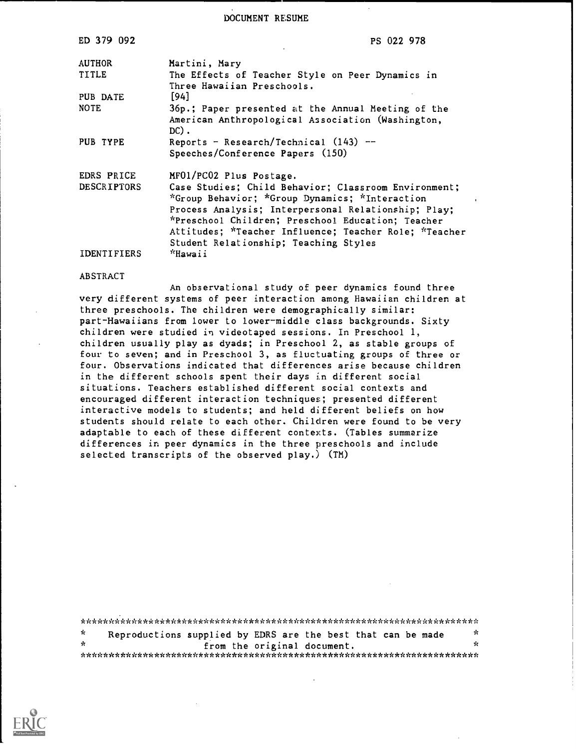DOCUMENT RESUME

| ED 379 092 | PS 022 978 |
|---|---|
| AUTHOR | Martini, Mary |
| TITLE | The Effects of Teacher Style on Peer Dynamics in Three Hawaiian Preschools. |
| PUB DATE | [94] |
| NOTE | 36p.; Paper presented at the Annual Meeting of the American Anthropological Association (Washington, DC). |
| PUB TYPE | Reports - Research/Technical (143) -- Speeches/Conference Papers (150) |
| EDRS PRICE | MF01/PC02 Plus Postage. |
| DESCRIPTORS | Case Studies; Child Behavior; Classroom Environment; *Group Behavior; *Group Dynamics; *Interaction Process Analysis; Interpersonal Relationship; Play; *Preschool Children; Preschool Education; Teacher Attitudes; *Teacher Influence; Teacher Role; *Teacher Student Relationship; Teaching Styles |
| IDENTIFIERS | *Hawaii |

ABSTRACT

An observational study of peer dynamics found three very different systems of peer interaction among Hawaiian children at three preschools. The children were demographically similar: part-Hawaiians from lower to lower-middle class backgrounds. Sixty children were studied in videotaped sessions. In Preschool 1, children usually play as dyads; in Preschool 2, as stable groups of four to seven; and in Preschool 3, as fluctuating groups of three or four. Observations indicated that differences arise because children in the different schools spent their days in different social situations. Teachers established different social contexts and encouraged different interaction techniques; presented different interactive models to students; and held different beliefs on how students should relate to each other. Children were found to be very adaptable to each of these different contexts. (Tables summarize differences in peer dynamics in the three preschools and include selected transcripts of the observed play.) (TM)

***********************************************************************
* Reproductions supplied by EDRS are the best that can be made *
* from the original document. *
***********************************************************************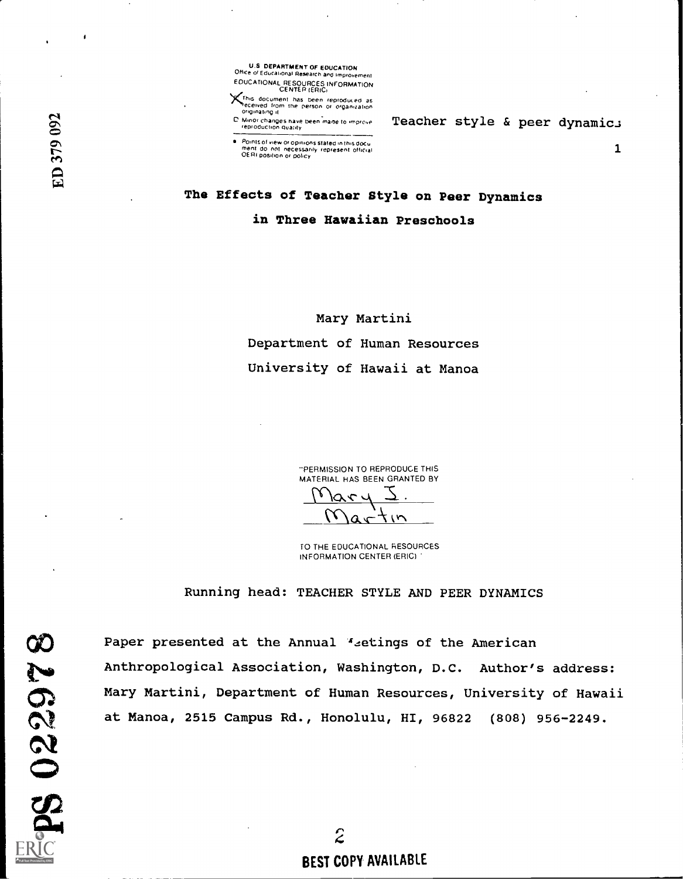U.S. DEPARTMENT OF EDUCATION
Office of Educational Research and Improvement
EDUCATIONAL RESOURCES INFORMATION CENTER (ERIC)

This document has been reproduced as received from the person or organization originating it.

Minor changes have been made to improve reproduction quality.

Points of view or opinions stated in this document do not necessarily represent official OERI position or policy.

ED 379 092

# The Effects of Teacher Style on Peer Dynamics in Three Hawaiian Preschools

Mary Martini

Department of Human Resources

University of Hawaii at Manoa

"PERMISSION TO REPRODUCE THIS MATERIAL HAS BEEN GRANTED BY

Mary J. Martin

TO THE EDUCATIONAL RESOURCES INFORMATION CENTER (ERIC)."

Running head: TEACHER STYLE AND PEER DYNAMICS

Paper presented at the Annual Meetings of the American Anthropological Association, Washington, D.C. Author's address: Mary Martini, Department of Human Resources, University of Hawaii at Manoa, 2515 Campus Rd., Honolulu, HI, 96822 (808) 956-2249.

PS 022978

BEST COPY AVAILABLE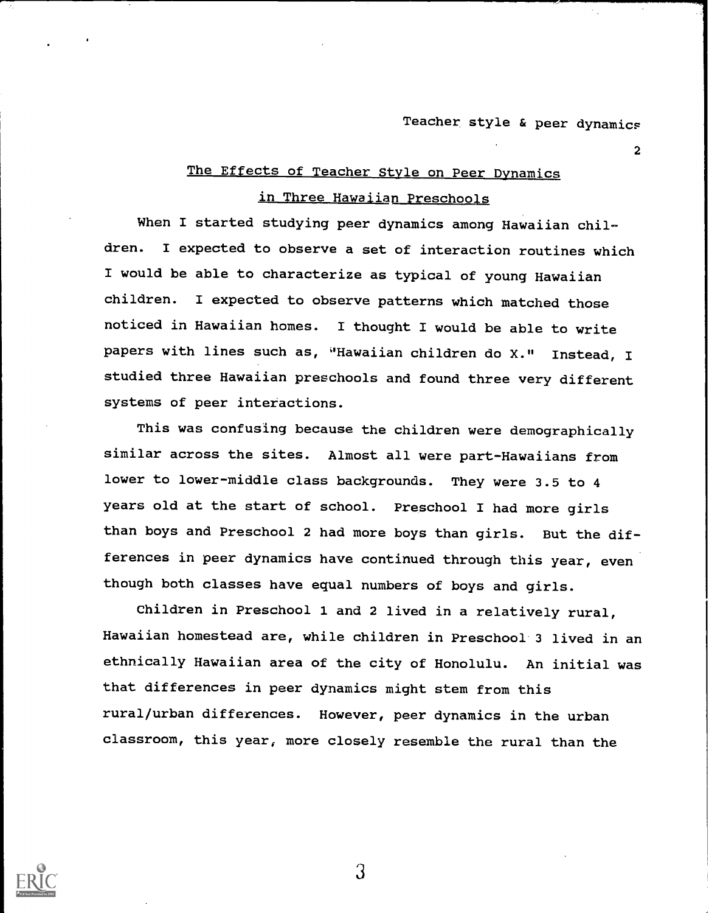## The Effects of Teacher Style on Peer Dynamics in Three Hawaiian Preschools

When I started studying peer dynamics among Hawaiian children. I expected to observe a set of interaction routines which I would be able to characterize as typical of young Hawaiian children. I expected to observe patterns which matched those noticed in Hawaiian homes. I thought I would be able to write papers with lines such as, "Hawaiian children do X." Instead, I studied three Hawaiian preschools and found three very different systems of peer interactions.

This was confusing because the children were demographically similar across the sites. Almost all were part-Hawaiians from lower to lower-middle class backgrounds. They were 3.5 to 4 years old at the start of school. Preschool I had more girls than boys and Preschool 2 had more boys than girls. But the differences in peer dynamics have continued through this year, even though both classes have equal numbers of boys and girls.

Children in Preschool 1 and 2 lived in a relatively rural, Hawaiian homestead are, while children in Preschool 3 lived in an ethnically Hawaiian area of the city of Honolulu. An initial was that differences in peer dynamics might stem from this rural/urban differences. However, peer dynamics in the urban classroom, this year, more closely resemble the rural than the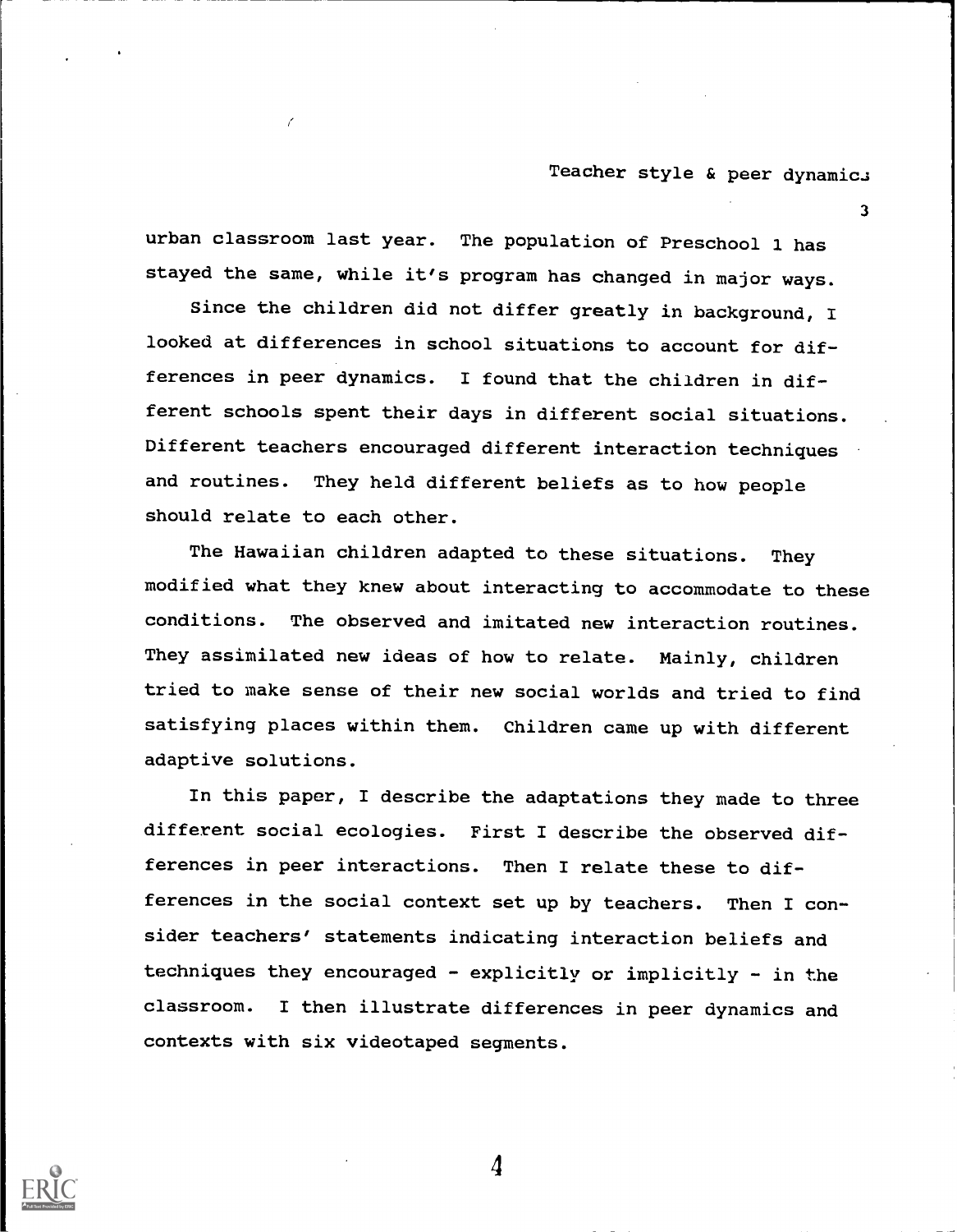urban classroom last year. The population of Preschool 1 has stayed the same, while it's program has changed in major ways.

Since the children did not differ greatly in background, I looked at differences in school situations to account for differences in peer dynamics. I found that the children in different schools spent their days in different social situations. Different teachers encouraged different interaction techniques and routines. They held different beliefs as to how people should relate to each other.

The Hawaiian children adapted to these situations. They modified what they knew about interacting to accommodate to these conditions. The observed and imitated new interaction routines. They assimilated new ideas of how to relate. Mainly, children tried to make sense of their new social worlds and tried to find satisfying places within them. Children came up with different adaptive solutions.

In this paper, I describe the adaptations they made to three different social ecologies. First I describe the observed differences in peer interactions. Then I relate these to differences in the social context set up by teachers. Then I consider teachers' statements indicating interaction beliefs and techniques they encouraged - explicitly or implicitly - in the classroom. I then illustrate differences in peer dynamics and contexts with six videotaped segments.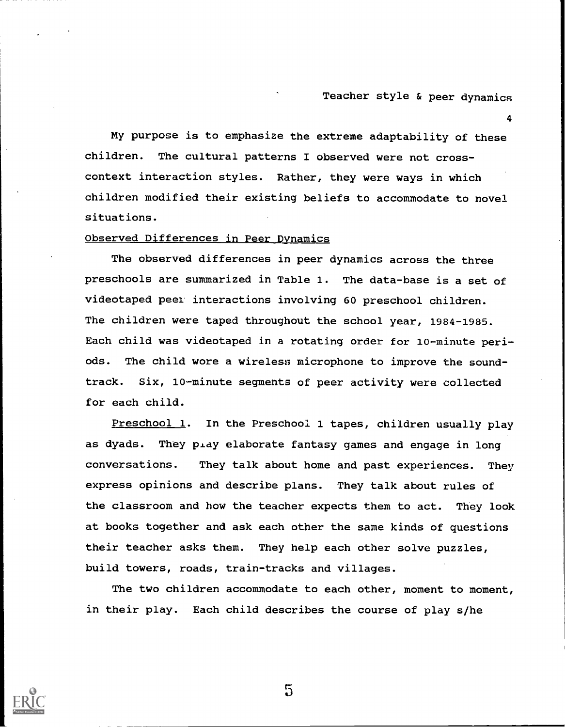My purpose is to emphasize the extreme adaptability of these children. The cultural patterns I observed were not cross-context interaction styles. Rather, they were ways in which children modified their existing beliefs to accommodate to novel situations.

## Observed Differences in Peer Dynamics

The observed differences in peer dynamics across the three preschools are summarized in Table 1. The data-base is a set of videotaped peer interactions involving 60 preschool children. The children were taped throughout the school year, 1984-1985. Each child was videotaped in a rotating order for 10-minute periods. The child wore a wireless microphone to improve the soundtrack. Six, 10-minute segments of peer activity were collected for each child.

Preschool 1. In the Preschool 1 tapes, children usually play as dyads. They play elaborate fantasy games and engage in long conversations. They talk about home and past experiences. They express opinions and describe plans. They talk about rules of the classroom and how the teacher expects them to act. They look at books together and ask each other the same kinds of questions their teacher asks them. They help each other solve puzzles, build towers, roads, train-tracks and villages.

The two children accommodate to each other, moment to moment, in their play. Each child describes the course of play s/he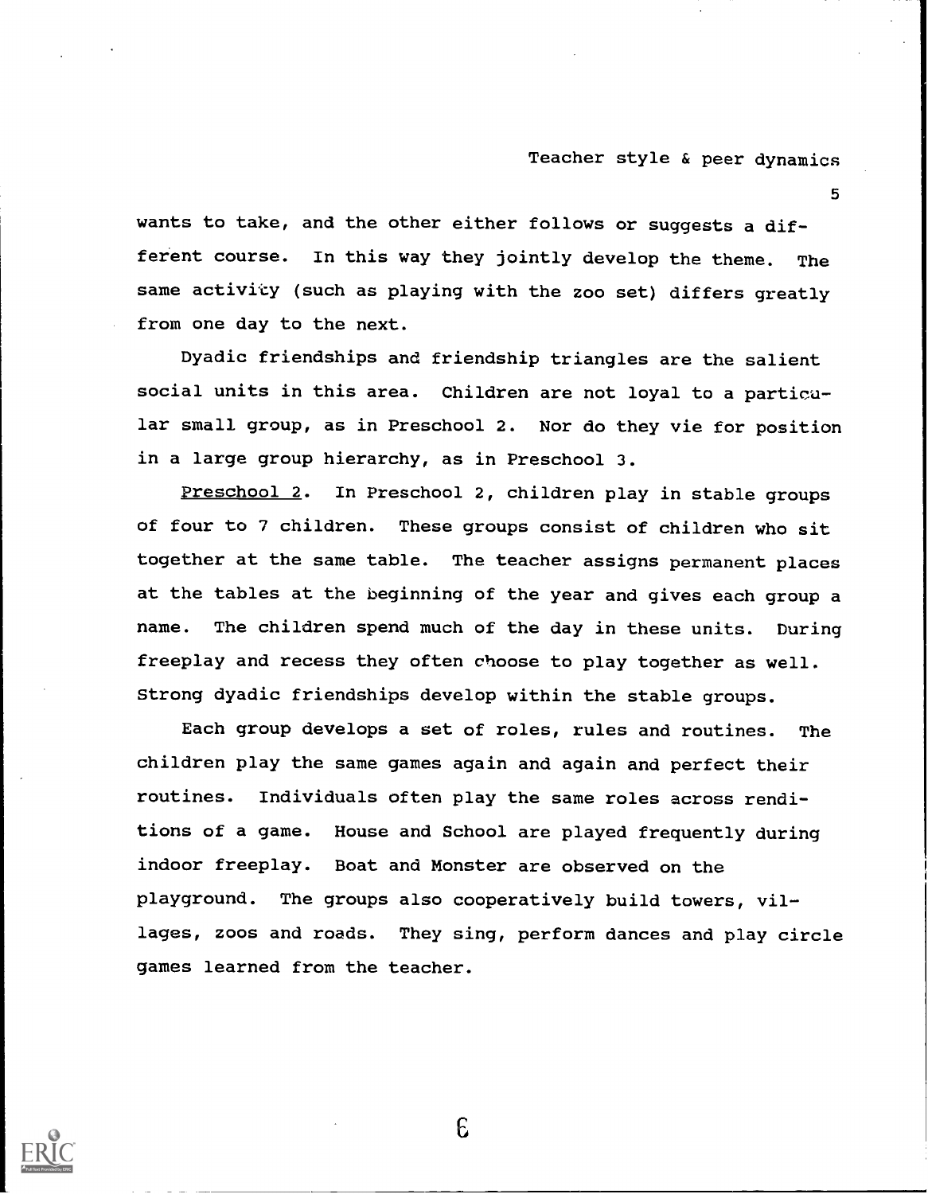wants to take, and the other either follows or suggests a different course. In this way they jointly develop the theme. The same activity (such as playing with the zoo set) differs greatly from one day to the next.

Dyadic friendships and friendship triangles are the salient social units in this area. Children are not loyal to a particular small group, as in Preschool 2. Nor do they vie for position in a large group hierarchy, as in Preschool 3.

Preschool 2. In Preschool 2, children play in stable groups of four to 7 children. These groups consist of children who sit together at the same table. The teacher assigns permanent places at the tables at the beginning of the year and gives each group a name. The children spend much of the day in these units. During freeplay and recess they often choose to play together as well. Strong dyadic friendships develop within the stable groups.

Each group develops a set of roles, rules and routines. The children play the same games again and again and perfect their routines. Individuals often play the same roles across renditions of a game. House and School are played frequently during indoor freeplay. Boat and Monster are observed on the playground. The groups also cooperatively build towers, villages, zoos and roads. They sing, perform dances and play circle games learned from the teacher.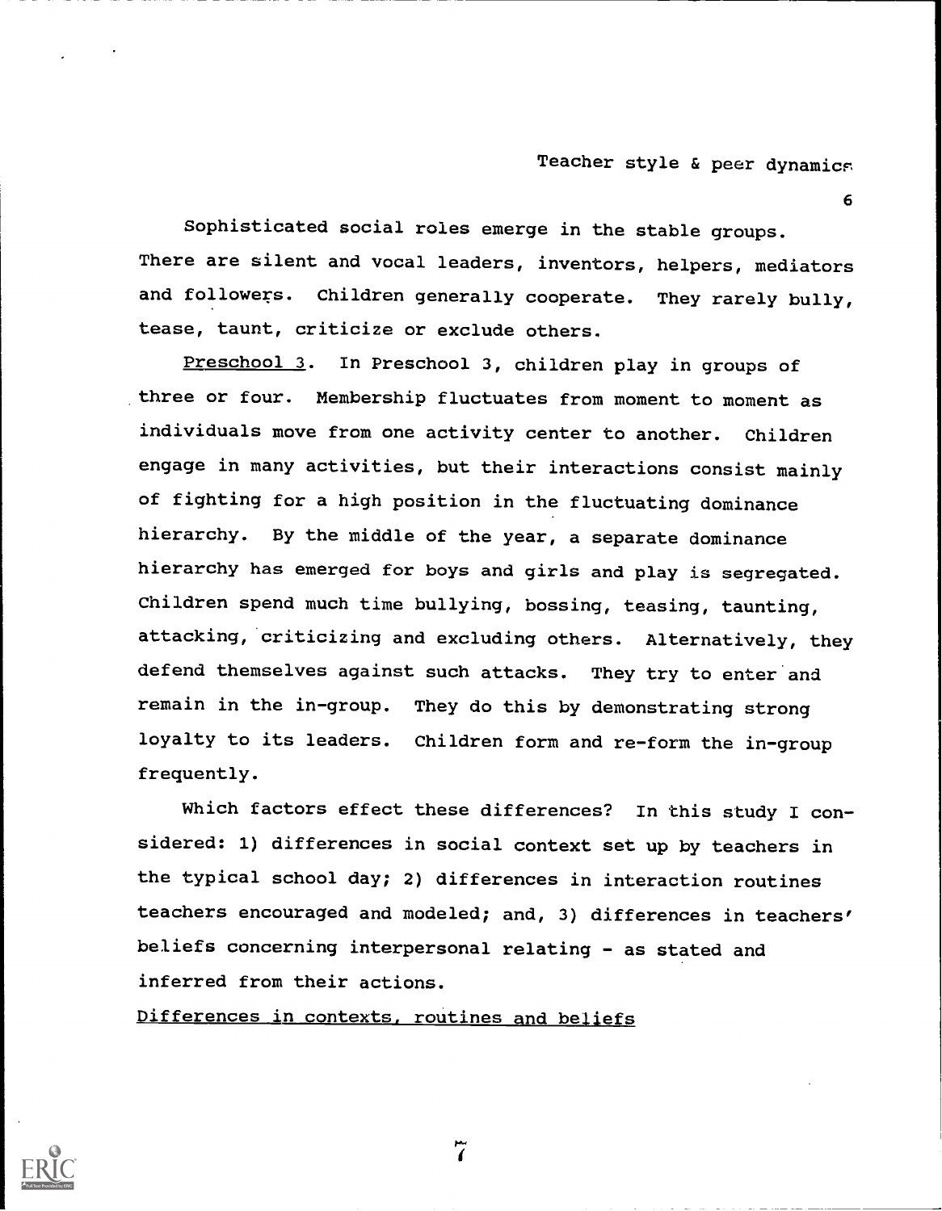Sophisticated social roles emerge in the stable groups. There are silent and vocal leaders, inventors, helpers, mediators and followers. Children generally cooperate. They rarely bully, tease, taunt, criticize or exclude others.

Preschool 3. In Preschool 3, children play in groups of three or four. Membership fluctuates from moment to moment as individuals move from one activity center to another. Children engage in many activities, but their interactions consist mainly of fighting for a high position in the fluctuating dominance hierarchy. By the middle of the year, a separate dominance hierarchy has emerged for boys and girls and play is segregated. Children spend much time bullying, bossing, teasing, taunting, attacking, criticizing and excluding others. Alternatively, they defend themselves against such attacks. They try to enter and remain in the in-group. They do this by demonstrating strong loyalty to its leaders. Children form and re-form the in-group frequently.

Which factors effect these differences? In this study I considered: 1) differences in social context set up by teachers in the typical school day; 2) differences in interaction routines teachers encouraged and modeled; and, 3) differences in teachers' beliefs concerning interpersonal relating - as stated and inferred from their actions.

Differences in contexts, routines and beliefs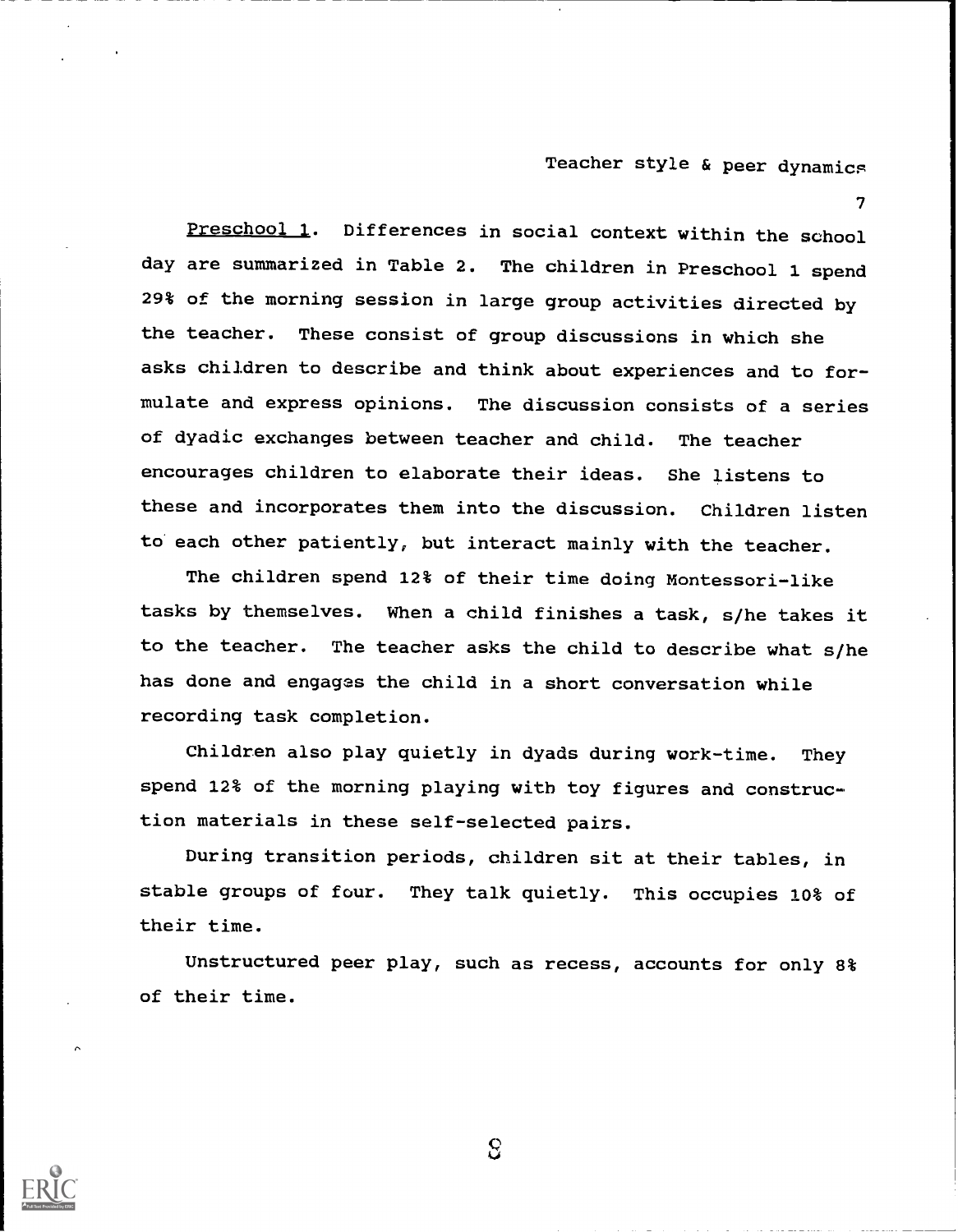Preschool 1. Differences in social context within the school day are summarized in Table 2. The children in Preschool 1 spend 29% of the morning session in large group activities directed by the teacher. These consist of group discussions in which she asks children to describe and think about experiences and to formulate and express opinions. The discussion consists of a series of dyadic exchanges between teacher and child. The teacher encourages children to elaborate their ideas. She listens to these and incorporates them into the discussion. Children listen to each other patiently, but interact mainly with the teacher.

The children spend 12% of their time doing Montessori-like tasks by themselves. When a child finishes a task, s/he takes it to the teacher. The teacher asks the child to describe what s/he has done and engages the child in a short conversation while recording task completion.

Children also play quietly in dyads during work-time. They spend 12% of the morning playing with toy figures and construction materials in these self-selected pairs.

During transition periods, children sit at their tables, in stable groups of four. They talk quietly. This occupies 10% of their time.

Unstructured peer play, such as recess, accounts for only 8% of their time.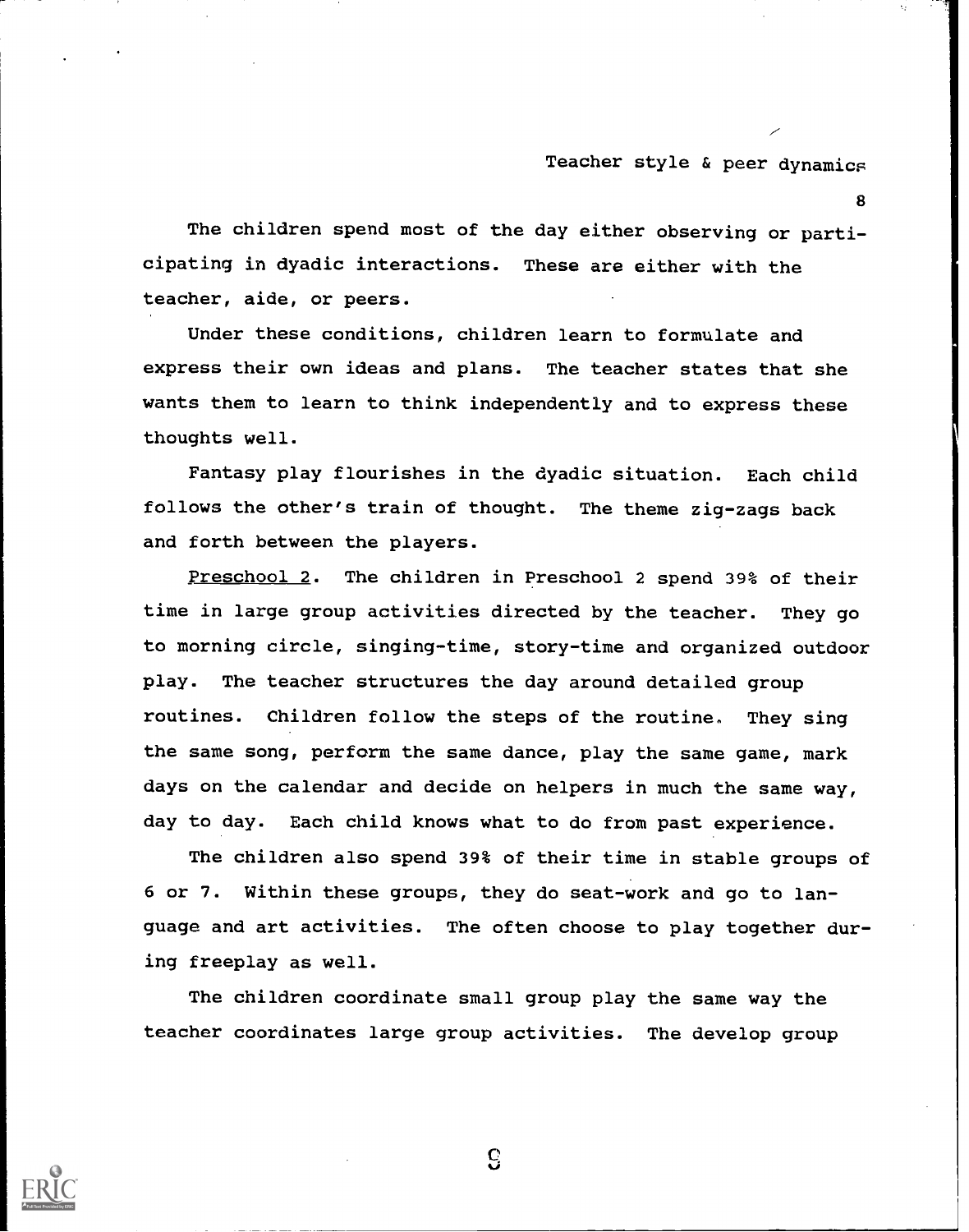The children spend most of the day either observing or participating in dyadic interactions. These are either with the teacher, aide, or peers.

Under these conditions, children learn to formulate and express their own ideas and plans. The teacher states that she wants them to learn to think independently and to express these thoughts well.

Fantasy play flourishes in the dyadic situation. Each child follows the other's train of thought. The theme zig-zags back and forth between the players.

Preschool 2. The children in Preschool 2 spend 39% of their time in large group activities directed by the teacher. They go to morning circle, singing-time, story-time and organized outdoor play. The teacher structures the day around detailed group routines. Children follow the steps of the routine. They sing the same song, perform the same dance, play the same game, mark days on the calendar and decide on helpers in much the same way, day to day. Each child knows what to do from past experience.

The children also spend 39% of their time in stable groups of 6 or 7. Within these groups, they do seat-work and go to language and art activities. The often choose to play together during freeplay as well.

The children coordinate small group play the same way the teacher coordinates large group activities. The develop group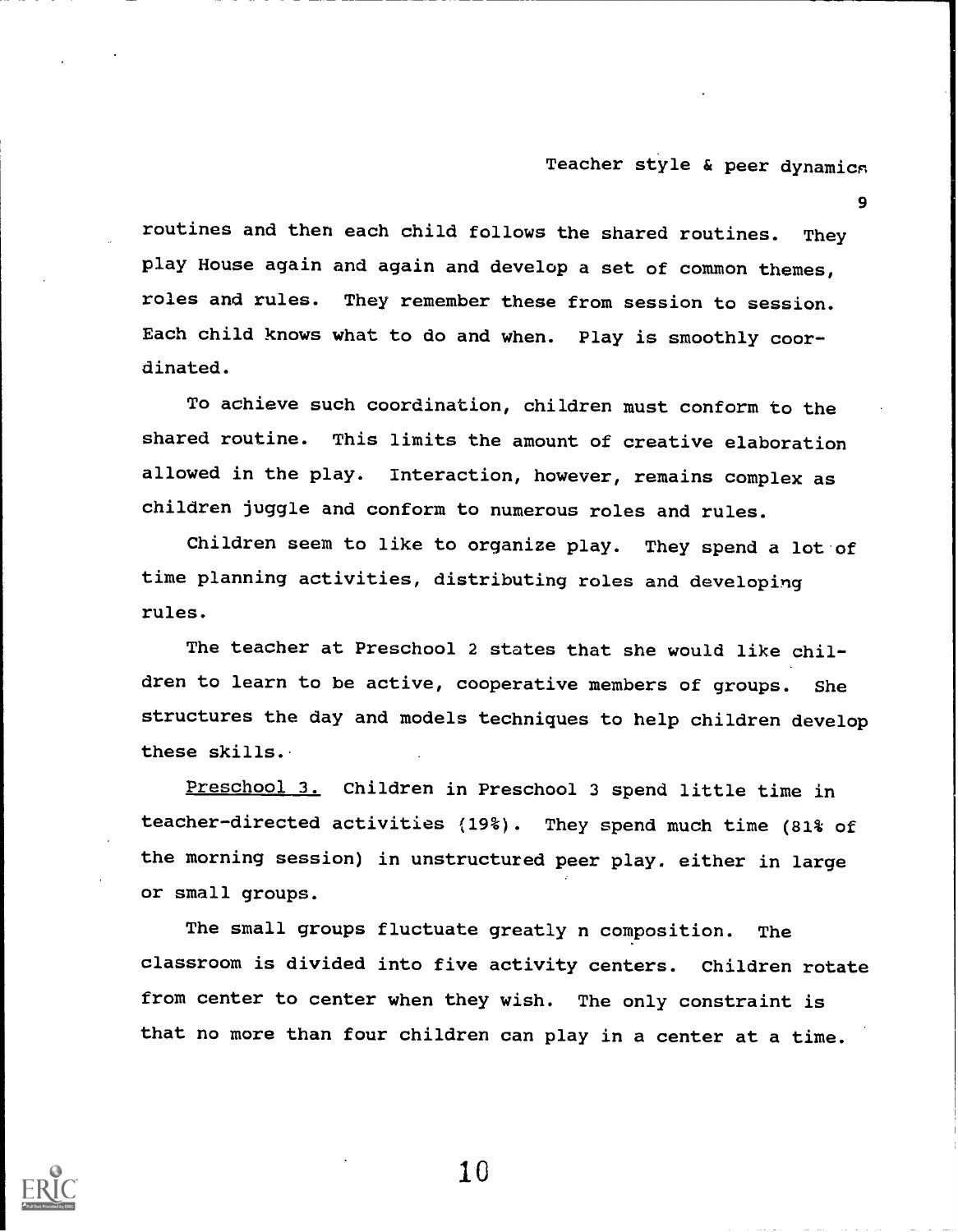routines and then each child follows the shared routines. They play House again and again and develop a set of common themes, roles and rules. They remember these from session to session. Each child knows what to do and when. Play is smoothly coordinated.

To achieve such coordination, children must conform to the shared routine. This limits the amount of creative elaboration allowed in the play. Interaction, however, remains complex as children juggle and conform to numerous roles and rules.

Children seem to like to organize play. They spend a lot of time planning activities, distributing roles and developing rules.

The teacher at Preschool 2 states that she would like children to learn to be active, cooperative members of groups. She structures the day and models techniques to help children develop these skills.

<u>Preschool 3.</u> Children in Preschool 3 spend little time in teacher-directed activities (19%). They spend much time (81% of the morning session) in unstructured peer play. either in large or small groups.

The small groups fluctuate greatly n composition. The classroom is divided into five activity centers. Children rotate from center to center when they wish. The only constraint is that no more than four children can play in a center at a time.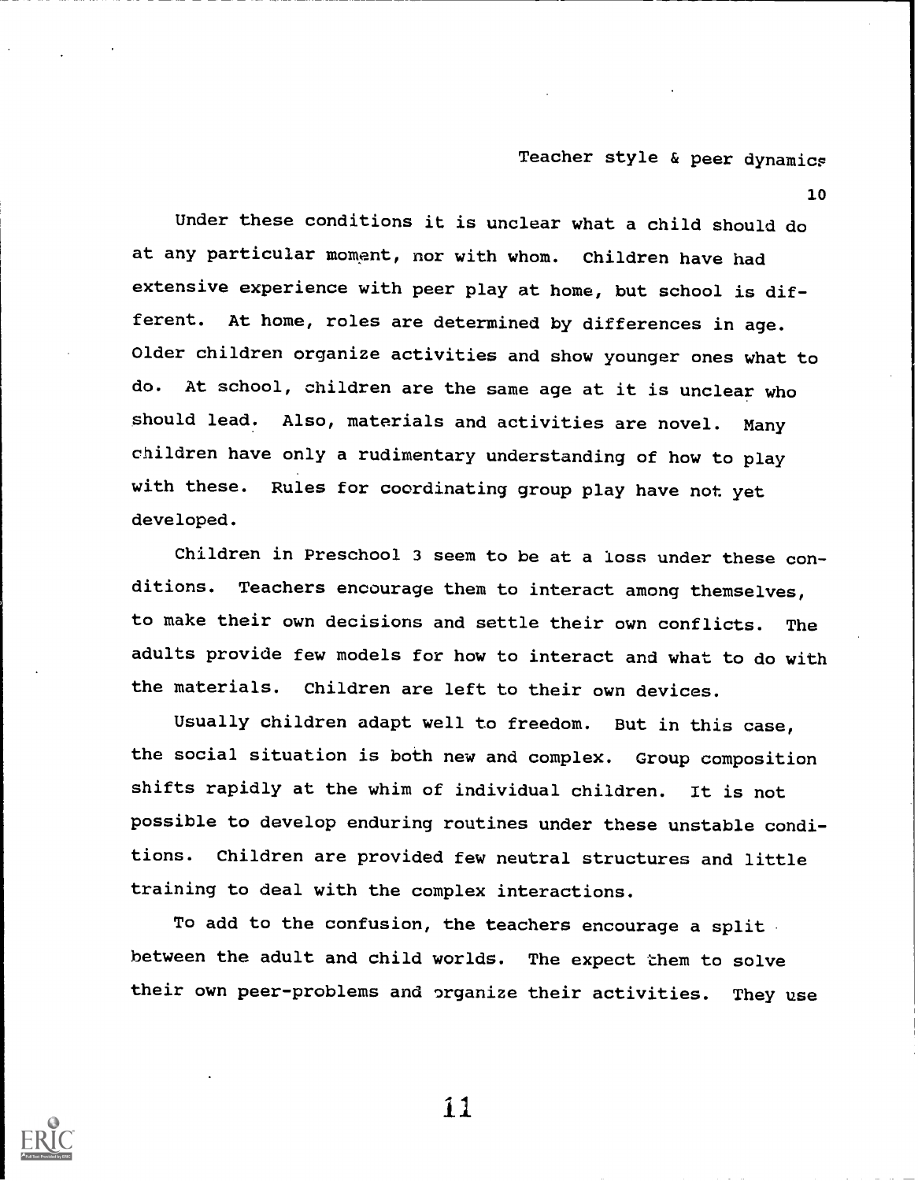Under these conditions it is unclear what a child should do at any particular moment, nor with whom. Children have had extensive experience with peer play at home, but school is different. At home, roles are determined by differences in age. Older children organize activities and show younger ones what to do. At school, children are the same age at it is unclear who should lead. Also, materials and activities are novel. Many children have only a rudimentary understanding of how to play with these. Rules for coordinating group play have not yet developed.

Children in Preschool 3 seem to be at a loss under these conditions. Teachers encourage them to interact among themselves, to make their own decisions and settle their own conflicts. The adults provide few models for how to interact and what to do with the materials. Children are left to their own devices.

Usually children adapt well to freedom. But in this case, the social situation is both new and complex. Group composition shifts rapidly at the whim of individual children. It is not possible to develop enduring routines under these unstable conditions. Children are provided few neutral structures and little training to deal with the complex interactions.

To add to the confusion, the teachers encourage a split between the adult and child worlds. The expect them to solve their own peer-problems and organize their activities. They use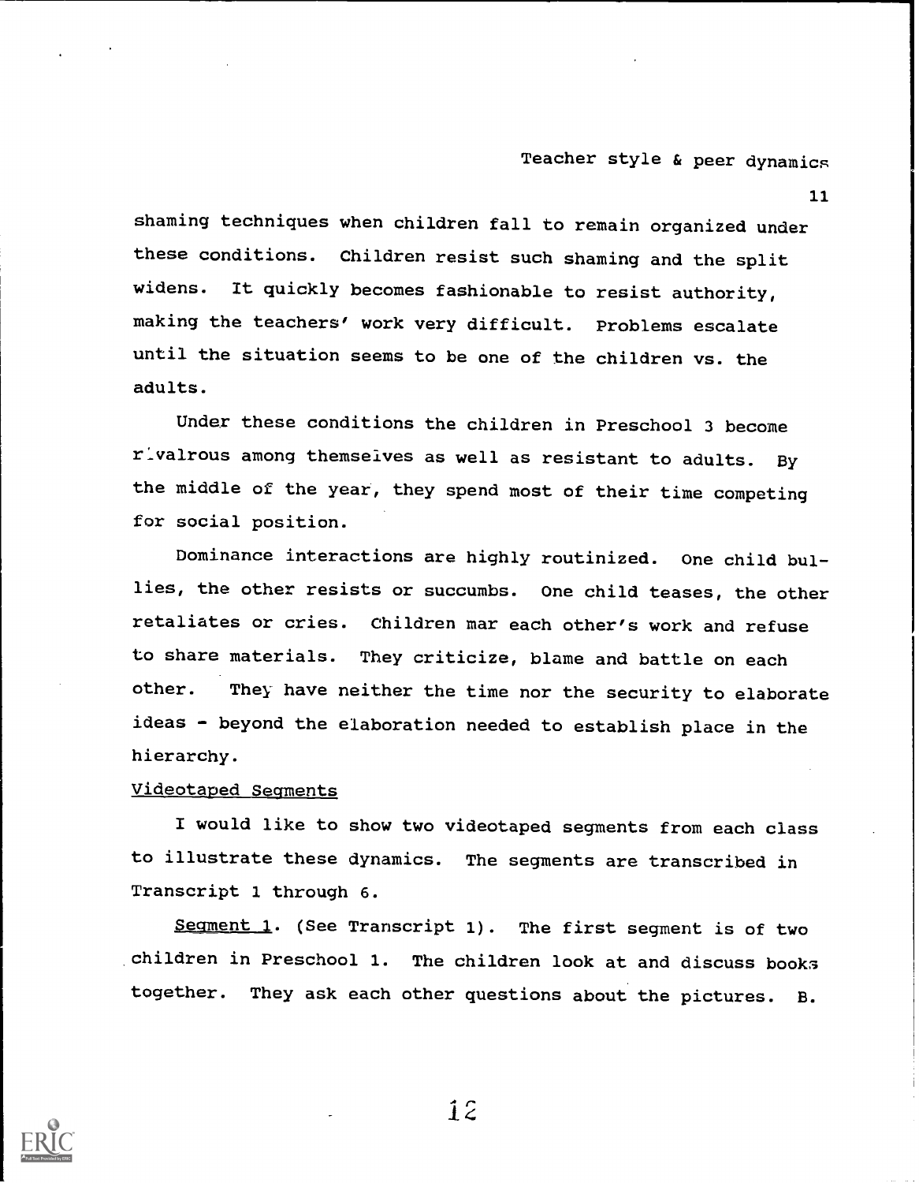shaming techniques when children fall to remain organized under these conditions. Children resist such shaming and the split widens. It quickly becomes fashionable to resist authority, making the teachers' work very difficult. Problems escalate until the situation seems to be one of the children vs. the adults.

Under these conditions the children in Preschool 3 become rivalrous among themselves as well as resistant to adults. By the middle of the year, they spend most of their time competing for social position.

Dominance interactions are highly routinized. One child bullies, the other resists or succumbs. One child teases, the other retaliates or cries. Children mar each other's work and refuse to share materials. They criticize, blame and battle on each other. They have neither the time nor the security to elaborate ideas - beyond the elaboration needed to establish place in the hierarchy.

<u>Videotaped Segments</u>

I would like to show two videotaped segments from each class to illustrate these dynamics. The segments are transcribed in Transcript 1 through 6.

<u>Segment 1</u>. (See Transcript 1). The first segment is of two children in Preschool 1. The children look at and discuss books together. They ask each other questions about the pictures. B.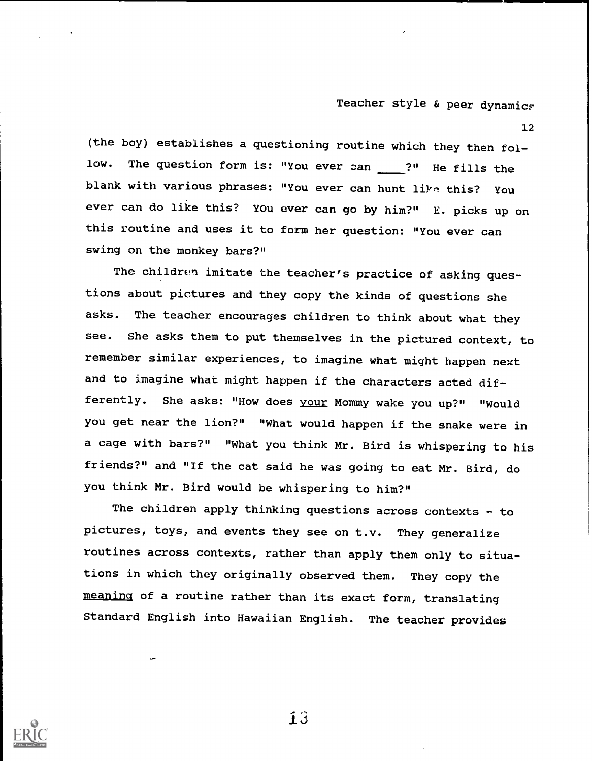(the boy) establishes a questioning routine which they then follow. The question form is: "You ever can ____?" He fills the blank with various phrases: "You ever can hunt like this? You ever can do like this? YOu ever can go by him?" E. picks up on this routine and uses it to form her question: "You ever can swing on the monkey bars?"

The children imitate the teacher's practice of asking questions about pictures and they copy the kinds of questions she asks. The teacher encourages children to think about what they see. She asks them to put themselves in the pictured context, to remember similar experiences, to imagine what might happen next and to imagine what might happen if the characters acted differently. She asks: "How does <u>your</u> Mommy wake you up?" "Would you get near the lion?" "What would happen if the snake were in a cage with bars?" "What you think Mr. Bird is whispering to his friends?" and "If the cat said he was going to eat Mr. Bird, do you think Mr. Bird would be whispering to him?"

The children apply thinking questions across contexts - to pictures, toys, and events they see on t.v. They generalize routines across contexts, rather than apply them only to situations in which they originally observed them. They copy the <u>meaning</u> of a routine rather than its exact form, translating Standard English into Hawaiian English. The teacher provides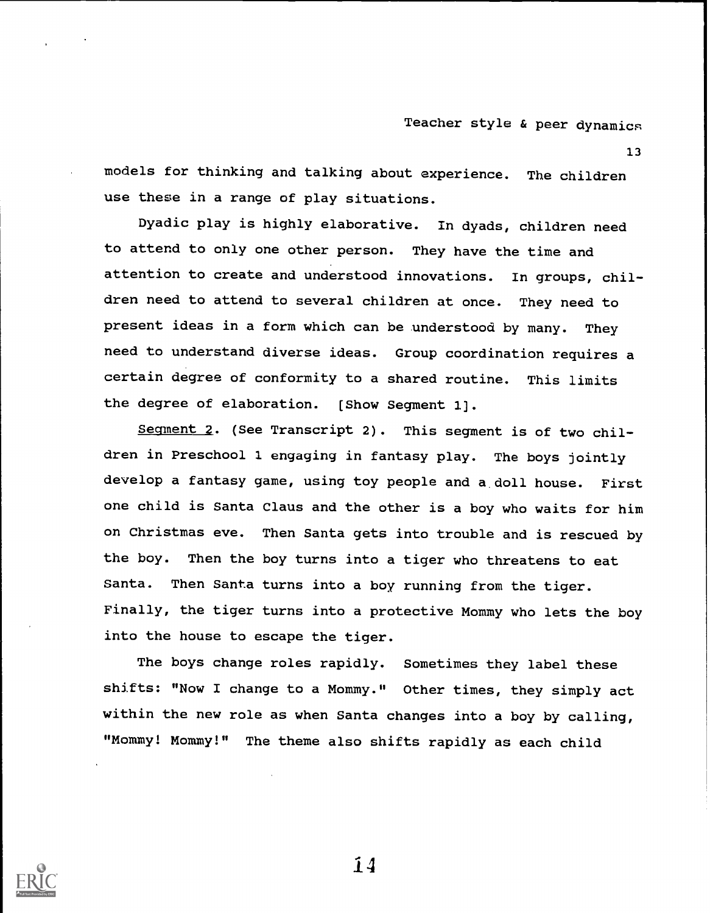models for thinking and talking about experience. The children use these in a range of play situations.

Dyadic play is highly elaborative. In dyads, children need to attend to only one other person. They have the time and attention to create and understood innovations. In groups, children need to attend to several children at once. They need to present ideas in a form which can be understood by many. They need to understand diverse ideas. Group coordination requires a certain degree of conformity to a shared routine. This limits the degree of elaboration. [Show Segment 1].

<u>Segment 2</u>. (See Transcript 2). This segment is of two children in Preschool 1 engaging in fantasy play. The boys jointly develop a fantasy game, using toy people and a doll house. First one child is Santa Claus and the other is a boy who waits for him on Christmas eve. Then Santa gets into trouble and is rescued by the boy. Then the boy turns into a tiger who threatens to eat Santa. Then Santa turns into a boy running from the tiger. Finally, the tiger turns into a protective Mommy who lets the boy into the house to escape the tiger.

The boys change roles rapidly. Sometimes they label these shifts: "Now I change to a Mommy." Other times, they simply act within the new role as when Santa changes into a boy by calling, "Mommy! Mommy!" The theme also shifts rapidly as each child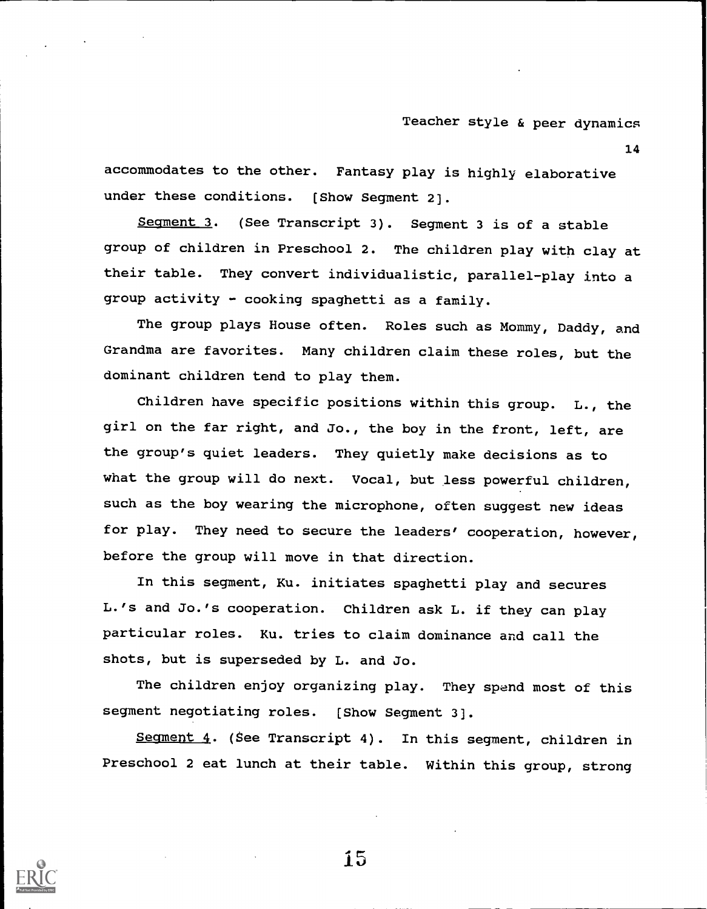accommodates to the other. Fantasy play is highly elaborative under these conditions. [Show Segment 2].

<u>Segment 3</u>. (See Transcript 3). Segment 3 is of a stable group of children in Preschool 2. The children play with clay at their table. They convert individualistic, parallel-play into a group activity - cooking spaghetti as a family.

The group plays House often. Roles such as Mommy, Daddy, and Grandma are favorites. Many children claim these roles, but the dominant children tend to play them.

Children have specific positions within this group. L., the girl on the far right, and Jo., the boy in the front, left, are the group's quiet leaders. They quietly make decisions as to what the group will do next. Vocal, but less powerful children, such as the boy wearing the microphone, often suggest new ideas for play. They need to secure the leaders' cooperation, however, before the group will move in that direction.

In this segment, Ku. initiates spaghetti play and secures L.'s and Jo.'s cooperation. Children ask L. if they can play particular roles. Ku. tries to claim dominance and call the shots, but is superseded by L. and Jo.

The children enjoy organizing play. They spend most of this segment negotiating roles. [Show Segment 3].

<u>Segment 4</u>. (See Transcript 4). In this segment, children in Preschool 2 eat lunch at their table. Within this group, strong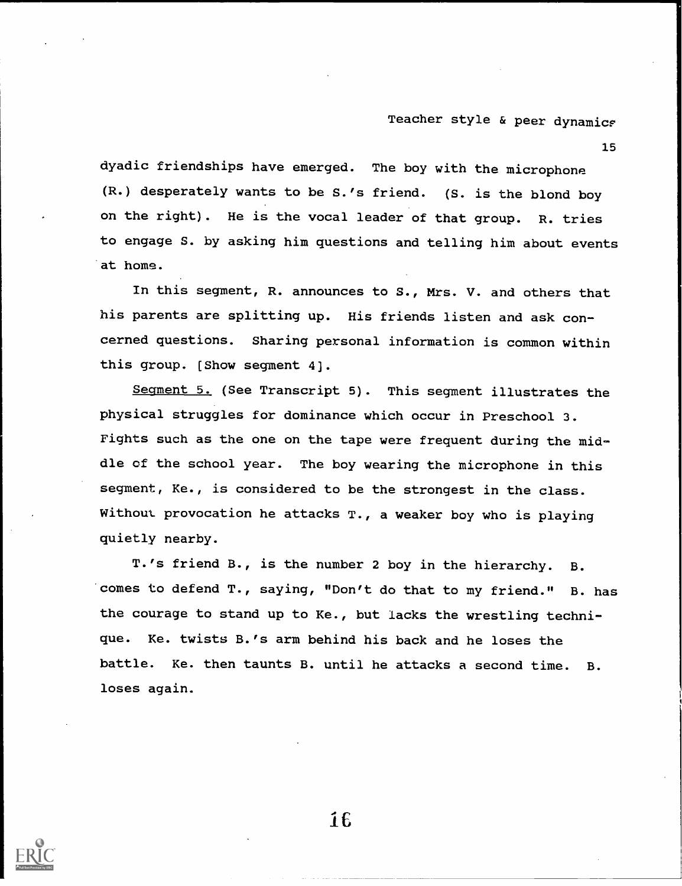dyadic friendships have emerged. The boy with the microphone (R.) desperately wants to be S.'s friend. (S. is the blond boy on the right). He is the vocal leader of that group. R. tries to engage S. by asking him questions and telling him about events at home.

In this segment, R. announces to S., Mrs. V. and others that his parents are splitting up. His friends listen and ask concerned questions. Sharing personal information is common within this group. [Show segment 4].

<u>Segment 5.</u> (See Transcript 5). This segment illustrates the physical struggles for dominance which occur in Preschool 3. Fights such as the one on the tape were frequent during the middle of the school year. The boy wearing the microphone in this segment, Ke., is considered to be the strongest in the class. Without provocation he attacks T., a weaker boy who is playing quietly nearby.

T.'s friend B., is the number 2 boy in the hierarchy. B. comes to defend T., saying, "Don't do that to my friend." B. has the courage to stand up to Ke., but lacks the wrestling technique. Ke. twists B.'s arm behind his back and he loses the battle. Ke. then taunts B. until he attacks a second time. B. loses again.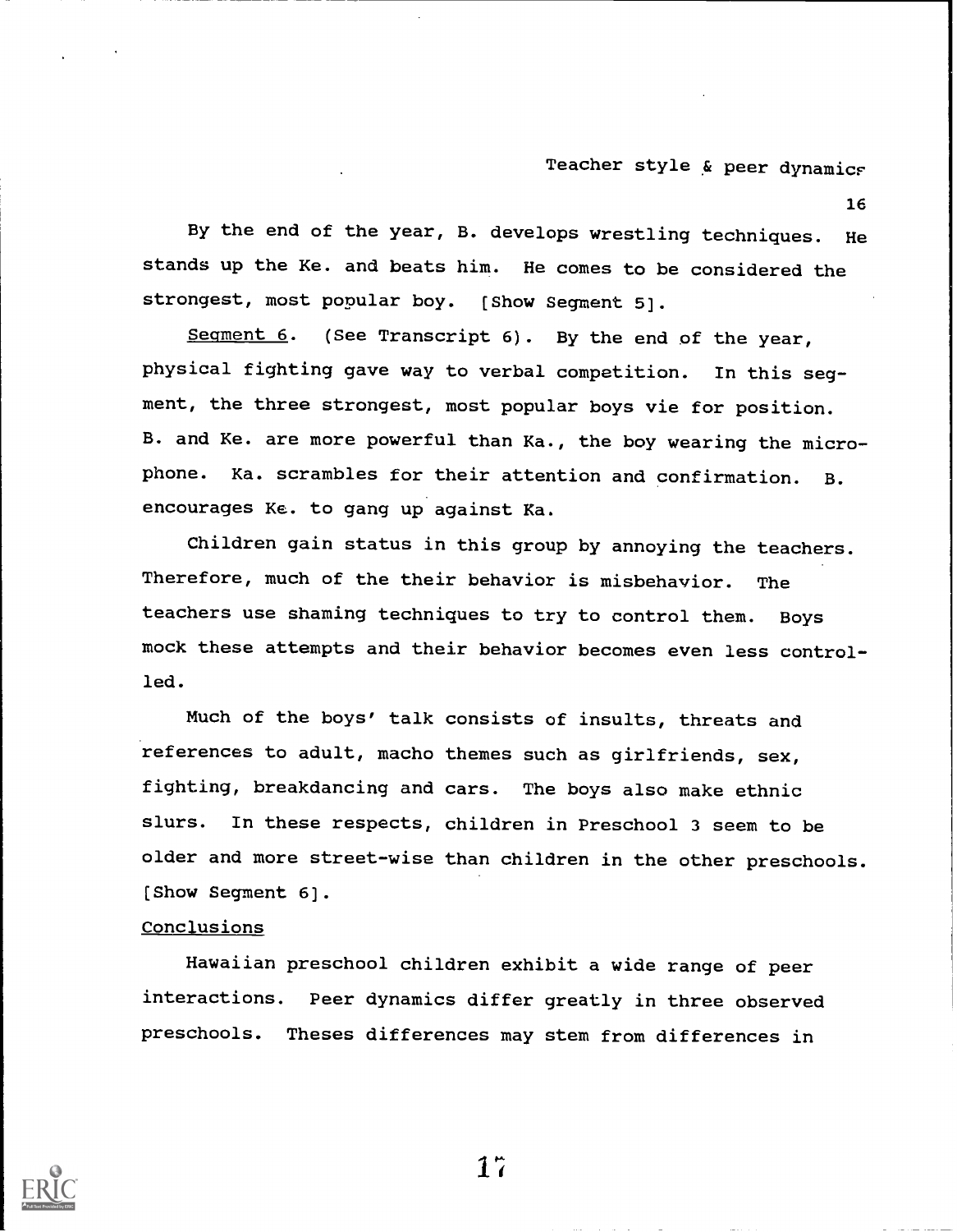By the end of the year, B. develops wrestling techniques. He stands up the Ke. and beats him. He comes to be considered the strongest, most popular boy. [Show Segment 5].

Segment 6. (See Transcript 6). By the end of the year, physical fighting gave way to verbal competition. In this segment, the three strongest, most popular boys vie for position. B. and Ke. are more powerful than Ka., the boy wearing the microphone. Ka. scrambles for their attention and confirmation. B. encourages Ke. to gang up against Ka.

Children gain status in this group by annoying the teachers. Therefore, much of the their behavior is misbehavior. The teachers use shaming techniques to try to control them. Boys mock these attempts and their behavior becomes even less controlled.

Much of the boys' talk consists of insults, threats and references to adult, macho themes such as girlfriends, sex, fighting, breakdancing and cars. The boys also make ethnic slurs. In these respects, children in Preschool 3 seem to be older and more street-wise than children in the other preschools. [Show Segment 6].

## Conclusions

Hawaiian preschool children exhibit a wide range of peer interactions. Peer dynamics differ greatly in three observed preschools. Theses differences may stem from differences in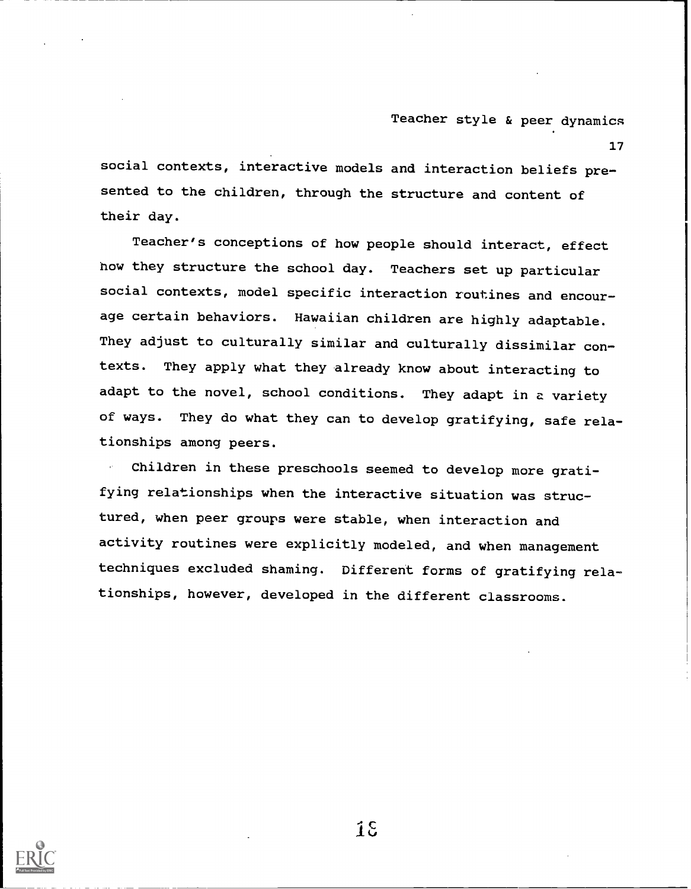social contexts, interactive models and interaction beliefs presented to the children, through the structure and content of their day.

Teacher's conceptions of how people should interact, effect how they structure the school day. Teachers set up particular social contexts, model specific interaction routines and encourage certain behaviors. Hawaiian children are highly adaptable. They adjust to culturally similar and culturally dissimilar contexts. They apply what they already know about interacting to adapt to the novel, school conditions. They adapt in a variety of ways. They do what they can to develop gratifying, safe relationships among peers.

Children in these preschools seemed to develop more gratifying relationships when the interactive situation was structured, when peer groups were stable, when interaction and activity routines were explicitly modeled, and when management techniques excluded shaming. Different forms of gratifying relationships, however, developed in the different classrooms.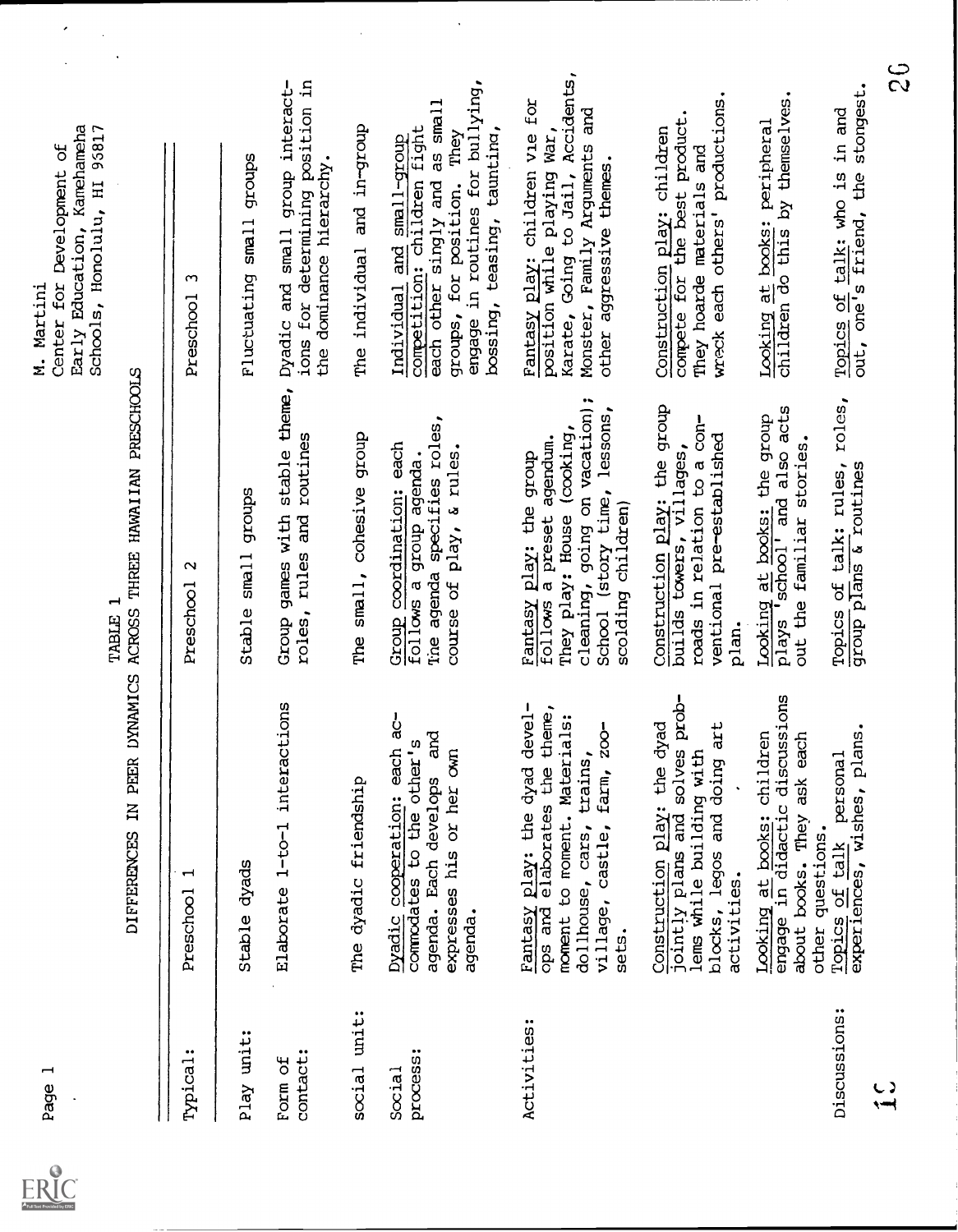M. Martini
Center for Development of
Early Education, Kamehameha
Schools, Honolulu, HI 95817

TABLE 1

DIFFERENCES IN PEER DYNAMICS ACROSS THREE HAWAIIAN PRESCHOOLS

| Typical: | Preschool 1 | Preschool 2 | Preschool 3 |
|---|---|---|---|
| Play unit: | Stable dyads | Stable small groups | Fluctuating small groups |
| Form of contact: | Elaborate 1-to-1 interactions | Group games with stable theme, roles, rules and routines | Dyadic and small group interactions for determining position in the dominance hierarchy. |
| Social unit: | The dyadic friendship | The small, cohesive group | The individual and in-group |
| Social process: | Dyadic cooperation: each accommodates to the other's agenda. Each develops and expresses his or her own agenda. | Group coordination: each follows a group agenda. The agenda specifies roles, course of play, & rules. | Individual and small-group competition: children fight each other singly and as small groups, for position. They engage in routines for bullying, bossing, teasing, taunting, |
| Activities: | Fantasy play: the dyad develops and elaborates the theme, moment to moment. Materials: dollhouse, cars, trains, village, castle, farm, zoo-sets. | Fantasy play: the group follows a preset agendum. They play: House (cooking, cleaning, going on vacation); School (story time, lessons, scolding children) | Fantasy play: children vie for position while playing War, Karate, Going to Jail, Accidents, Monster, Family Arguments and other aggressive themes. |
| | Construction play: the dyad jointly plans and solves problems while building with blocks, legos and doing art activities. | Construction play: the group builds towers, villages, roads in relation to a conventional pre-established plan. | Construction play: children compete for the best product. They hoarde materials and wreck each others' productions. |
| | Looking at books: children engage in didactic discussions about books. They ask each other questions. | Looking at books: the group plays 'school' and also acts out the familiar stories. | Looking at books: peripheral children do this by themselves. |
| Discussions: | Topics of talk: personal experiences, wishes, plans. | Topics of talk: rules, roles, group plans & routines | Topics of talk: who is in and out, one's friend, the stongest. |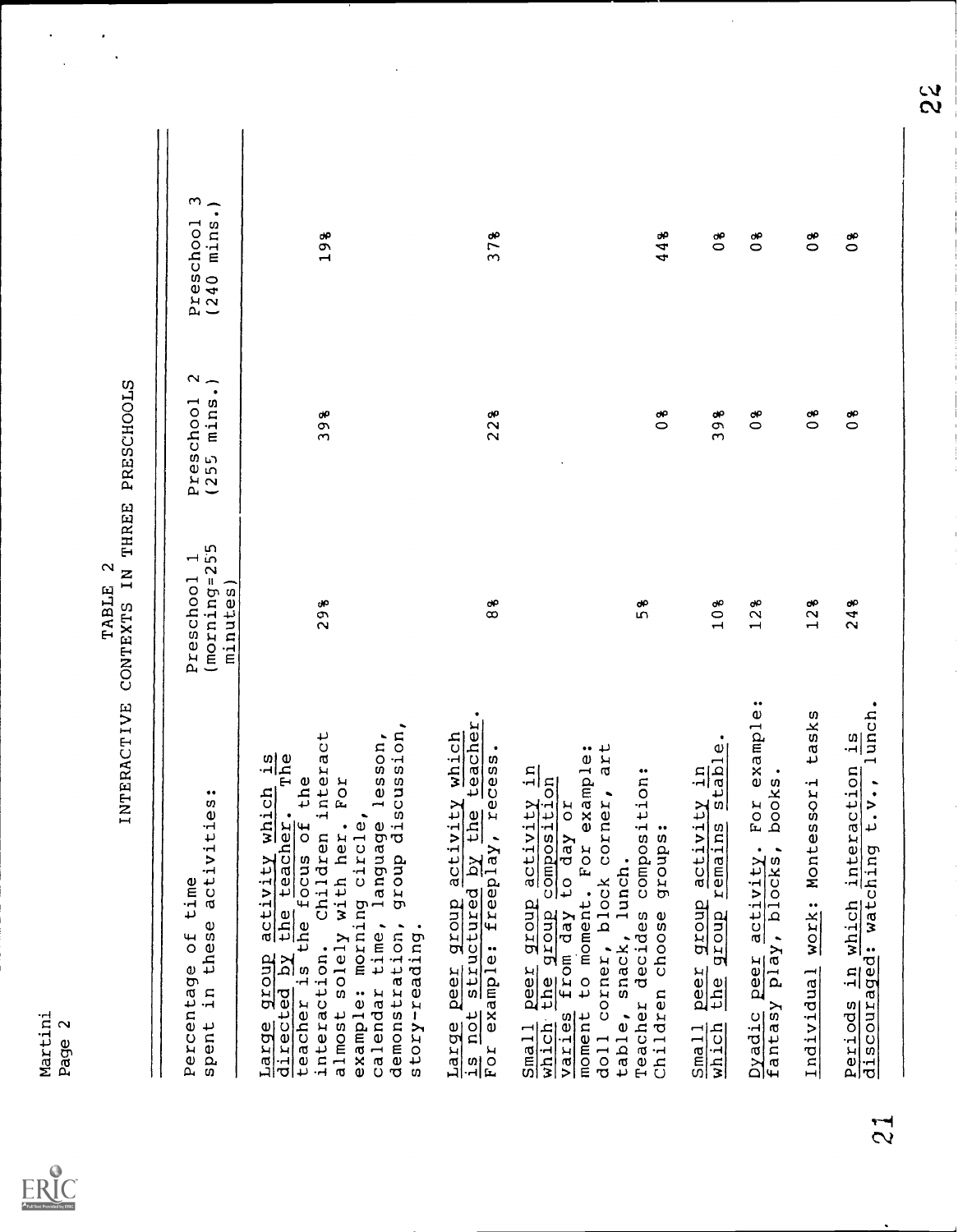TABLE 2

INTERACTIVE CONTEXTS IN THREE PRESCHOOLS

| Percentage of time spent in these activities: | Preschool 1 (morning=255 minutes) | Preschool 2 (255 mins.) | Preschool 3 (240 mins.) |
|---|---|---|---|
| <u>Large group activity which is directed by the teacher</u>. The teacher is the focus of the interaction. Children interact almost solely with her. For example: morning circle, calendar time, language lesson, demonstration, group discussion, story-reading. | 29% | 39% | 19% |
| <u>Large peer group activity which is not structured by the teacher</u>. For example: freeplay, recess. | 8% | 22% | 37% |
| <u>Small peer group activity in which the group composition varies</u> from day to day or moment to moment. For example: doll corner, block corner, art table, snack, lunch. | | | |
| Teacher decides composition: | 5% | | |
| Children choose groups: | | 0% | 44% |
| <u>Small peer group activity in which the group remains stable</u>. | 10% | 39% | 0% |
| <u>Dyadic peer activity</u>. For example: fantasy play, blocks, books. | 12% | 0% | 0% |
| <u>Individual work</u>: Montessori tasks | 12% | 0% | 0% |
| <u>Periods in which interaction is discouraged</u>: watching t.v., lunch. | 24% | 0% | 0% |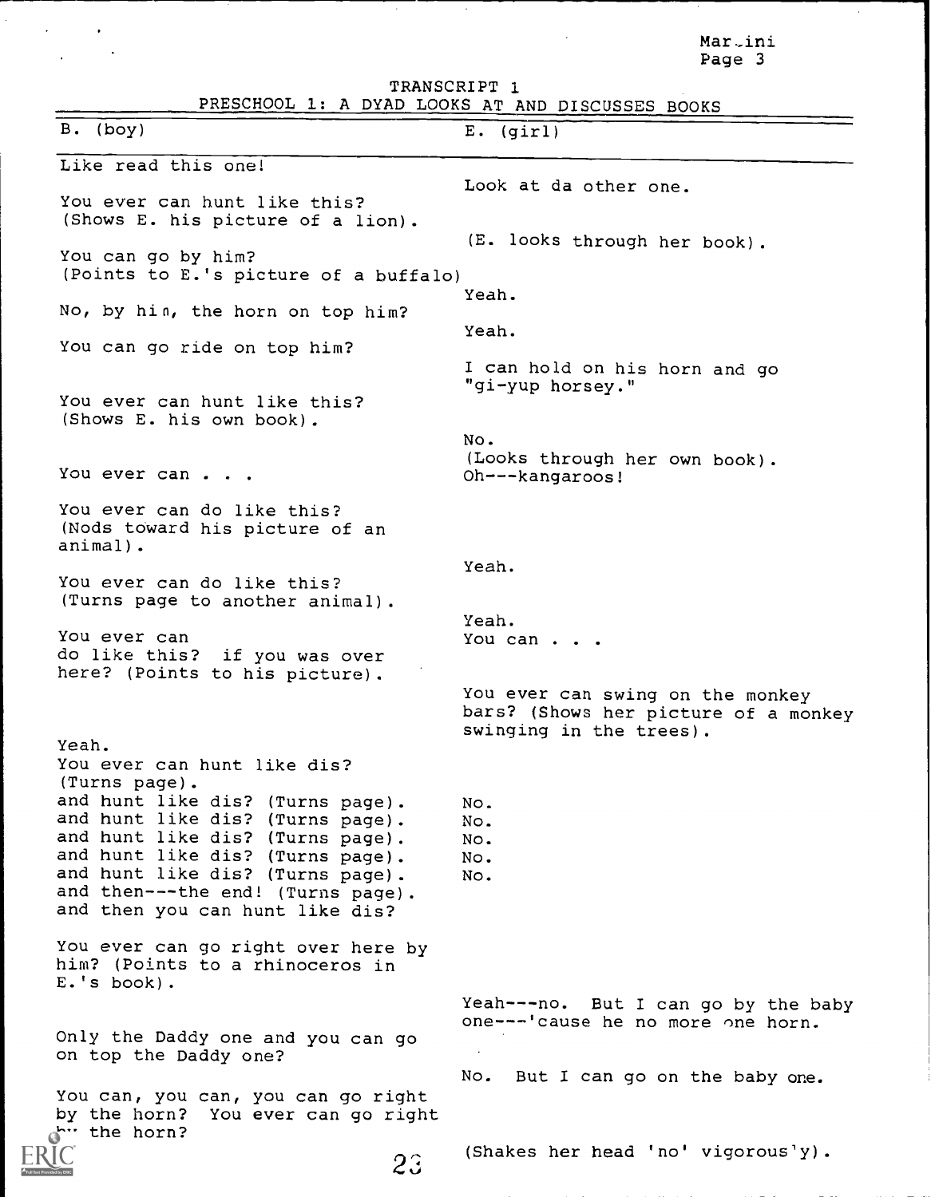TRANSCRIPT 1

PRESCHOOL 1: A DYAD LOOKS AT AND DISCUSSES BOOKS

| B. (boy) | E. (girl) |
|---|---|
| Like read this one! | |
| | Look at da other one. |
| You ever can hunt like this? (Shows E. his picture of a lion). | |
| | (E. looks through her book). |
| You can go by him? (Points to E.'s picture of a buffalo) | |
| | Yeah. |
| No, by him, the horn on top him? | |
| | Yeah. |
| You can go ride on top him? | |
| | I can hold on his horn and go "gi-yup horsey." |
| You ever can hunt like this? (Shows E. his own book). | |
| | No. (Looks through her own book). |
| You ever can . . . | Oh---kangaroos! |
| You ever can do like this? (Nods toward his picture of an animal). | |
| | Yeah. |
| You ever can do like this? (Turns page to another animal). | |
| | Yeah. |
| You ever can do like this? if you was over here? (Points to his picture). | You can . . . |
| | You ever can swing on the monkey bars? (Shows her picture of a monkey swinging in the trees). |
| Yeah. You ever can hunt like dis? (Turns page). | |
| and hunt like dis? (Turns page). | No. |
| and hunt like dis? (Turns page). | No. |
| and hunt like dis? (Turns page). | No. |
| and hunt like dis? (Turns page). | No. |
| and hunt like dis? (Turns page). | No. |
| and then---the end! (Turns page). and then you can hunt like dis? | |
| You ever can go right over here by him? (Points to a rhinoceros in E.'s book). | |
| | Yeah---no. But I can go by the baby one---'cause he no more one horn. |
| Only the Daddy one and you can go on top the Daddy one? | |
| | No. But I can go on the baby one. |
| You can, you can, you can go right by the horn? You ever can go right by the horn? | |
| | (Shakes her head 'no' vigorously). |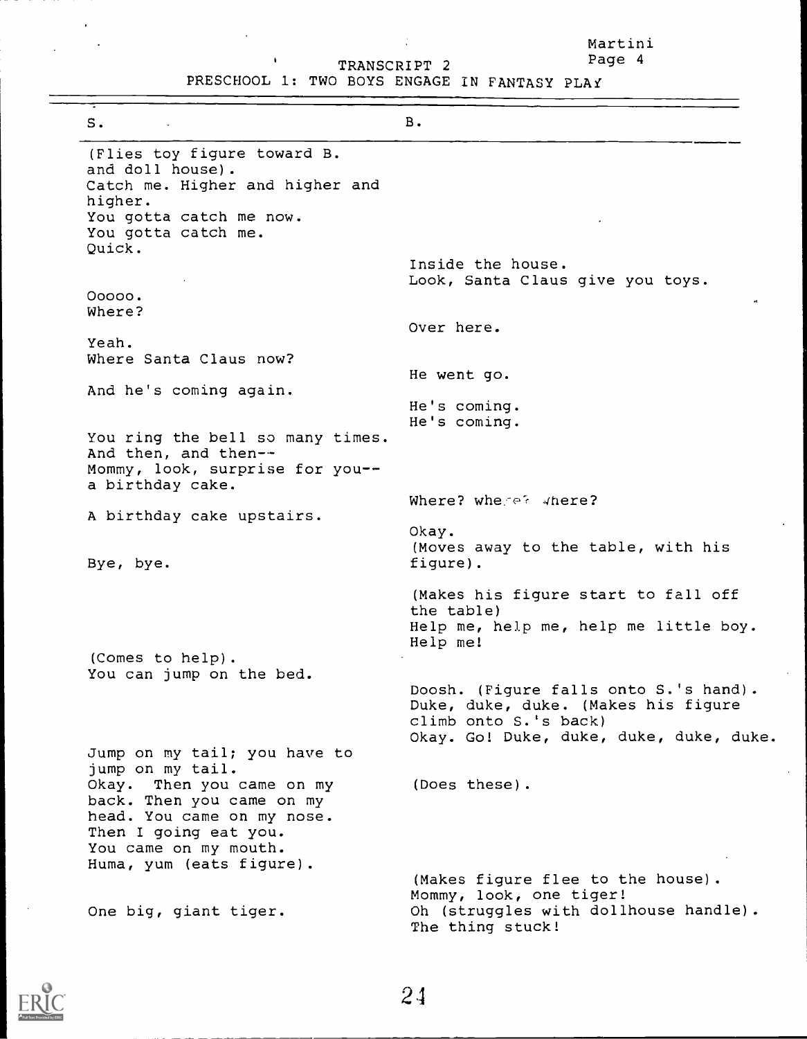TRANSCRIPT 2

PRESCHOOL 1: TWO BOYS ENGAGE IN FANTASY PLAY

| S. | B. |
|---|---|
| (Flies toy figure toward B. and doll house). Catch me. Higher and higher and higher. You gotta catch me now. You gotta catch me. Quick. | |
| | Inside the house. Look, Santa Claus give you toys. |
| Ooooo. Where? | |
| | Over here. |
| Yeah. Where Santa Claus now? | |
| | He went go. |
| And he's coming again. | |
| | He's coming. He's coming. |
| You ring the bell so many times. And then, and then-- Mommy, look, surprise for you-- a birthday cake. | |
| | Where? where? where? |
| A birthday cake upstairs. | |
| | Okay. |
| Bye, bye. | (Moves away to the table, with his figure). |
| | (Makes his figure start to fall off the table) Help me, help me, help me little boy. Help me! |
| (Comes to help). You can jump on the bed. | |
| | Doosh. (Figure falls onto S.'s hand). Duke, duke, duke. (Makes his figure climb onto S.'s back) Okay. Go! Duke, duke, duke, duke, duke. |
| Jump on my tail; you have to jump on my tail. | |
| Okay. Then you came on my back. Then you came on my head. You came on my nose. Then I going eat you. You came on my mouth. Huma, yum (eats figure). | (Does these). |
| | (Makes figure flee to the house). Mommy, look, one tiger! |
| One big, giant tiger. | Oh (struggles with dollhouse handle). The thing stuck! |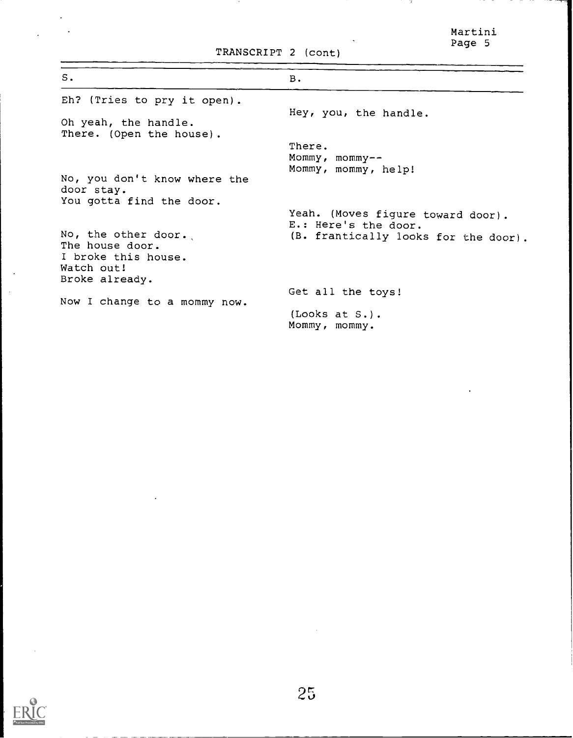TRANSCRIPT 2 (cont)

| S. | B. |
|---|---|
| Eh? (Tries to pry it open). | |
| | Hey, you, the handle. |
| Oh yeah, the handle.<br>There. (Open the house). | |
| | There.<br>Mommy, mommy--<br>Mommy, mommy, help! |
| No, you don't know where the door stay.<br>You gotta find the door. | |
| | Yeah. (Moves figure toward door).<br>E.: Here's the door. |
| No, the other door.<br>The house door.<br>I broke this house.<br>Watch out!<br>Broke already. | (B. frantically looks for the door). |
| | Get all the toys! |
| Now I change to a mommy now. | |
| | (Looks at S.).<br>Mommy, mommy. |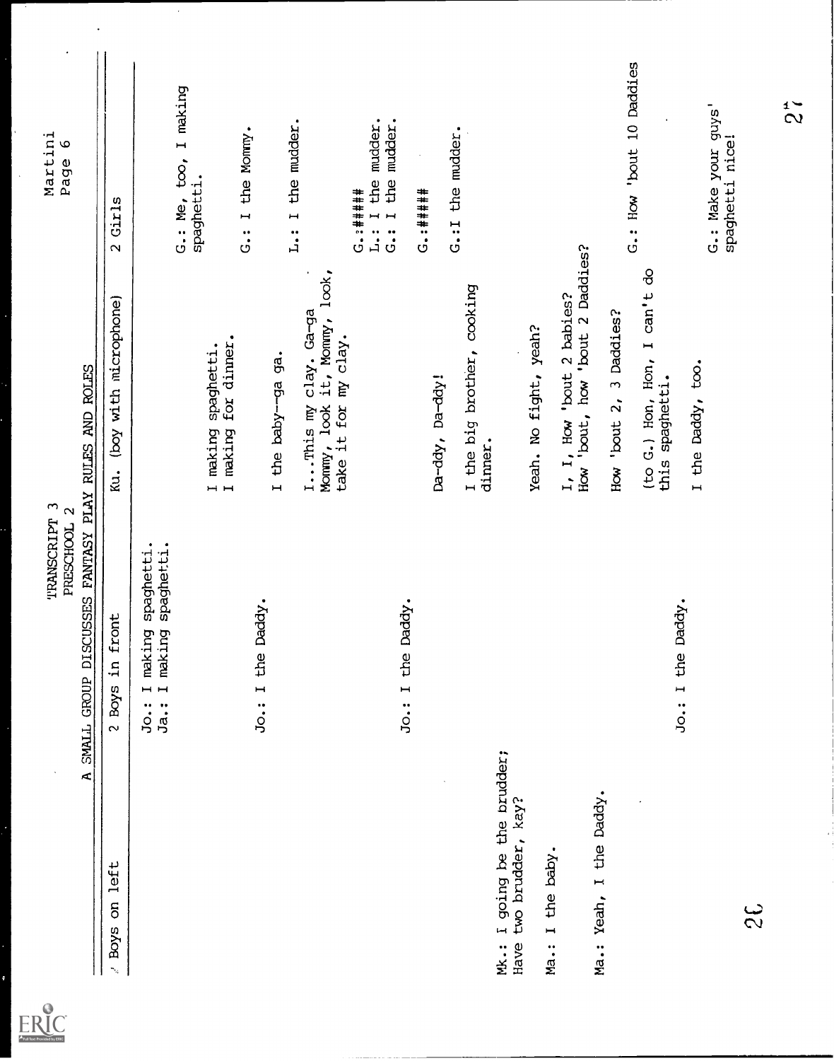TRANSCRIPT 3
PRESCHOOL 2

A SMALL GROUP DISCUSSES FANTASY PLAY RULES AND ROLES

| Boys on left | 2 Boys in front | Ku. (boy with microphone) | 2 Girls |
|---|---|---|---|
| | Jo.: I making spaghetti.<br>Ja.: I making spaghetti. | | |
| | | | G.: Me, too, I making spaghetti. |
| | | I making spaghetti.<br>I making for dinner. | |
| | Jo.: I the Daddy. | | G.: I the Mommy. |
| | | I the baby--ga ga. | |
| | | | L.: I the mudder. |
| | | I...This my clay. Ga-ga Mommy, look it, Mommy, look, take it for my clay. | |
| | | | G.:#####<br>L.: I the mudder.<br>G.: I the mudder. |
| | Jo.: I the Daddy. | Da-ddy, Da-ddy! | G.:##### |
| | | I the big brother, cooking dinner. | G.:I the mudder. |
| Mk.: I going be the brudder; Have two brudder, kay? | | | |
| Ma.: I the baby. | | Yeah. No fight, yeah? | |
| | | I, I, How 'bout 2 babies?<br>How 'bout, how 'bout 2 Daddies? | |
| Ma.: Yeah, I the Daddy. | | How 'bout 2, 3 Daddies? | |
| | | | G.: How 'bout 10 Daddies |
| | | (to G.) Hon, Hon, I can't do this spaghetti. | |
| | Jo.: I the Daddy. | I the Daddy, too. | |
| | | | G.: Make your guys' spaghetti nice! |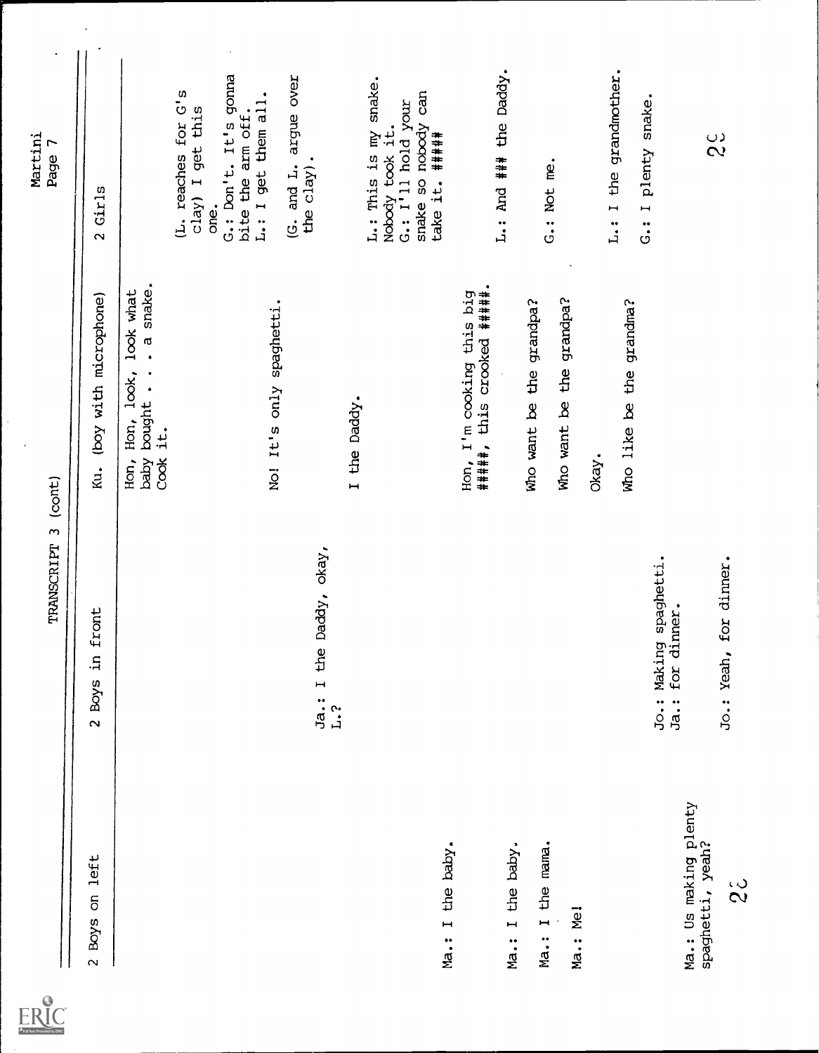TRANSCRIPT 3 (cont)

| 2 Boys on left | 2 Boys in front | Ku. (boy with microphone) | 2 Girls |
|---|---|---|---|
| | | Hon, Hon, look, look what baby bought . . . a snake. Cook it. | |
| | | | (L. reaches for G's clay) I get this one. |
| | | | G.: Don't. It's gonna bite the arm off. |
| | | No! It's only spaghetti. | L.: I get them all. |
| | | | (G. and L. argue over the clay). |
| | Ja.: I the Daddy, okay, L.? | | |
| | | I the Daddy. | L.: This is my snake. Nobody took it. G.: I'll hold your snake so nobody can take it. ##### |
| Ma.: I the baby. | | Hon, I'm cooking this big #####, this crooked #####. | |
| Ma.: I the baby. | | Who want be the grandpa? | L.: And ### the Daddy. |
| Ma.: I the mama. | | Who want be the grandpa? | G.: Not me. |
| Ma.: Me! | | Okay. | |
| | | Who like be the grandma? | L.: I the grandmother. |
| | | | G.: I plenty snake. |
| | Jo.: Making spaghetti. Ja.: for dinner. | | |
| Ma.: Us making plenty spaghetti, yeah? | Jo.: Yeah, for dinner. | | |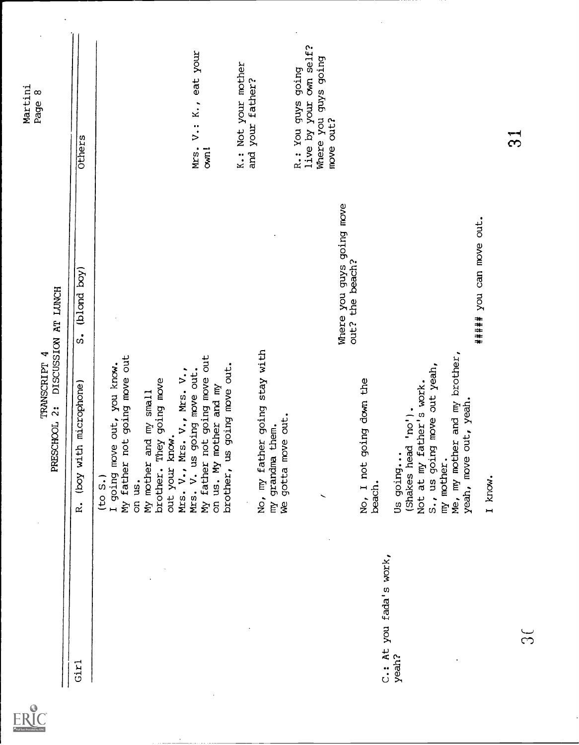TRANSCRIPT 4
PRESCHOOL 2: DISCUSSION AT LUNCH

| Girl | R. (boy with microphone) | S. (blond boy) | Others |
|---|---|---|---|
| | (to S.) I going move out, you know. My father not going move out on us. My mother and my small brother. They going move out your know. Mrs. V., Mrs. V., Mrs. V., Mrs. V. us going move out. My father not going move out on us. My mother and my brother, us going move out. | | |
| | | | Mrs. V.: K., eat your own! |
| | | | K.: Not your mother and your father? |
| | No, my father going stay with my grandma them. We gotta move out. | | |
| | | | R.: You guys going live by your own self? Where you guys going move out? |
| | | Where you guys going move out? the beach? | |
| | No, I not going down the beach. | | |
| C.: At you fada's work, yeah? | | | |
| | Us going... (Shakes head 'no'). Not at my father's work. S., us going move out yeah, my mother. Me, my mother and my brother, yeah, move out, yeah. | | |
| | | ##### you can move out. | |
| | I know. | | |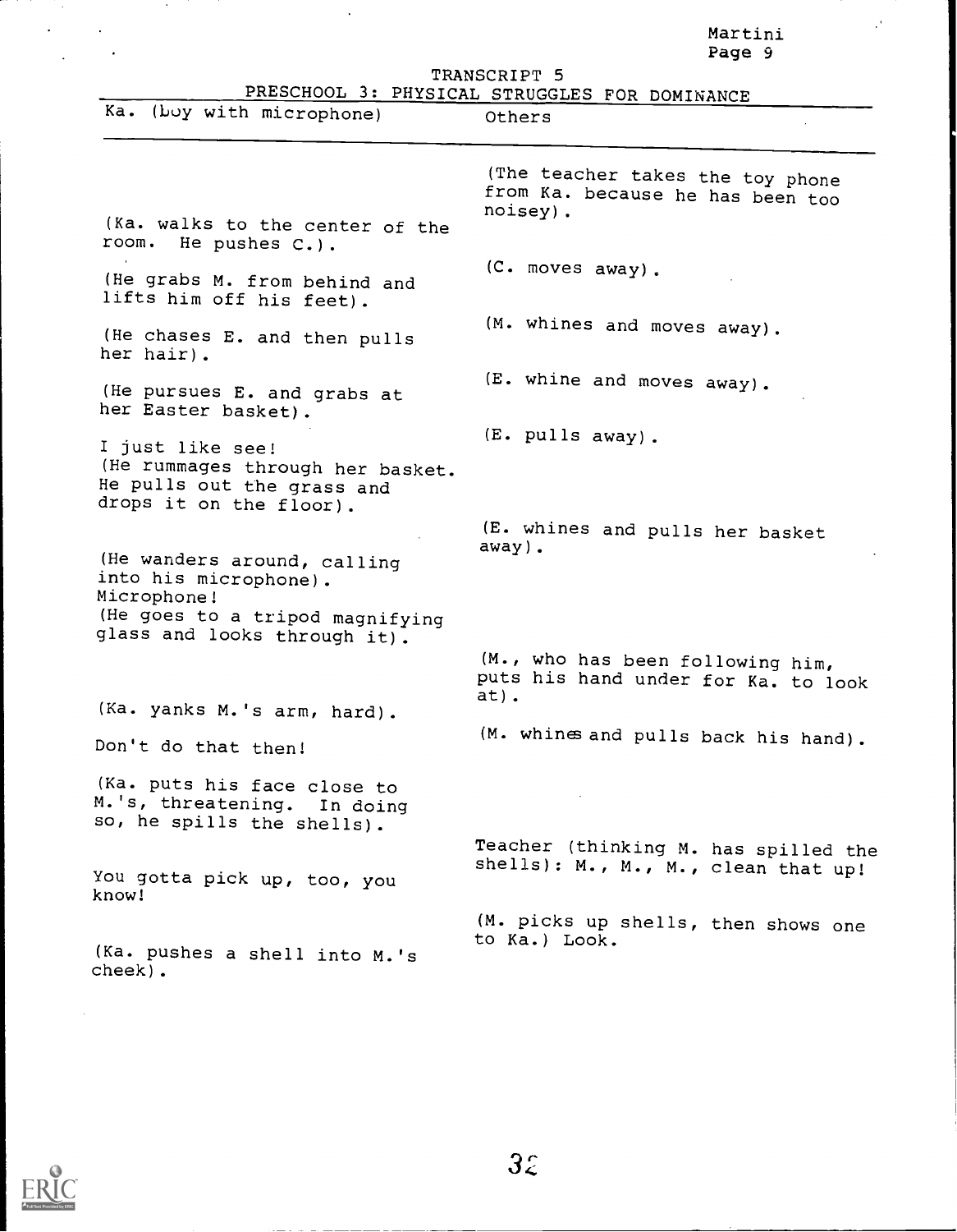TRANSCRIPT 5

PRESCHOOL 3: PHYSICAL STRUGGLES FOR DOMINANCE

| Ka. (Boy with microphone) | Others |
|---|---|
| | (The teacher takes the toy phone from Ka. because he has been too noisey). |
| (Ka. walks to the center of the room. He pushes C.). | |
| | (C. moves away). |
| (He grabs M. from behind and lifts him off his feet). | |
| | (M. whines and moves away). |
| (He chases E. and then pulls her hair). | |
| | (E. whine and moves away). |
| (He pursues E. and grabs at her Easter basket). | |
| | (E. pulls away). |
| I just like see! (He rummages through her basket. He pulls out the grass and drops it on the floor). | |
| | (E. whines and pulls her basket away). |
| (He wanders around, calling into his microphone). Microphone! (He goes to a tripod magnifying glass and looks through it). | |
| | (M., who has been following him, puts his hand under for Ka. to look at). |
| (Ka. yanks M.'s arm, hard). | |
| | (M. whines and pulls back his hand). |
| Don't do that then! | |
| (Ka. puts his face close to M.'s, threatening. In doing so, he spills the shells). | |
| | Teacher (thinking M. has spilled the shells): M., M., M., clean that up! |
| You gotta pick up, too, you know! | |
| | (M. picks up shells, then shows one to Ka.) Look. |
| (Ka. pushes a shell into M.'s cheek). | |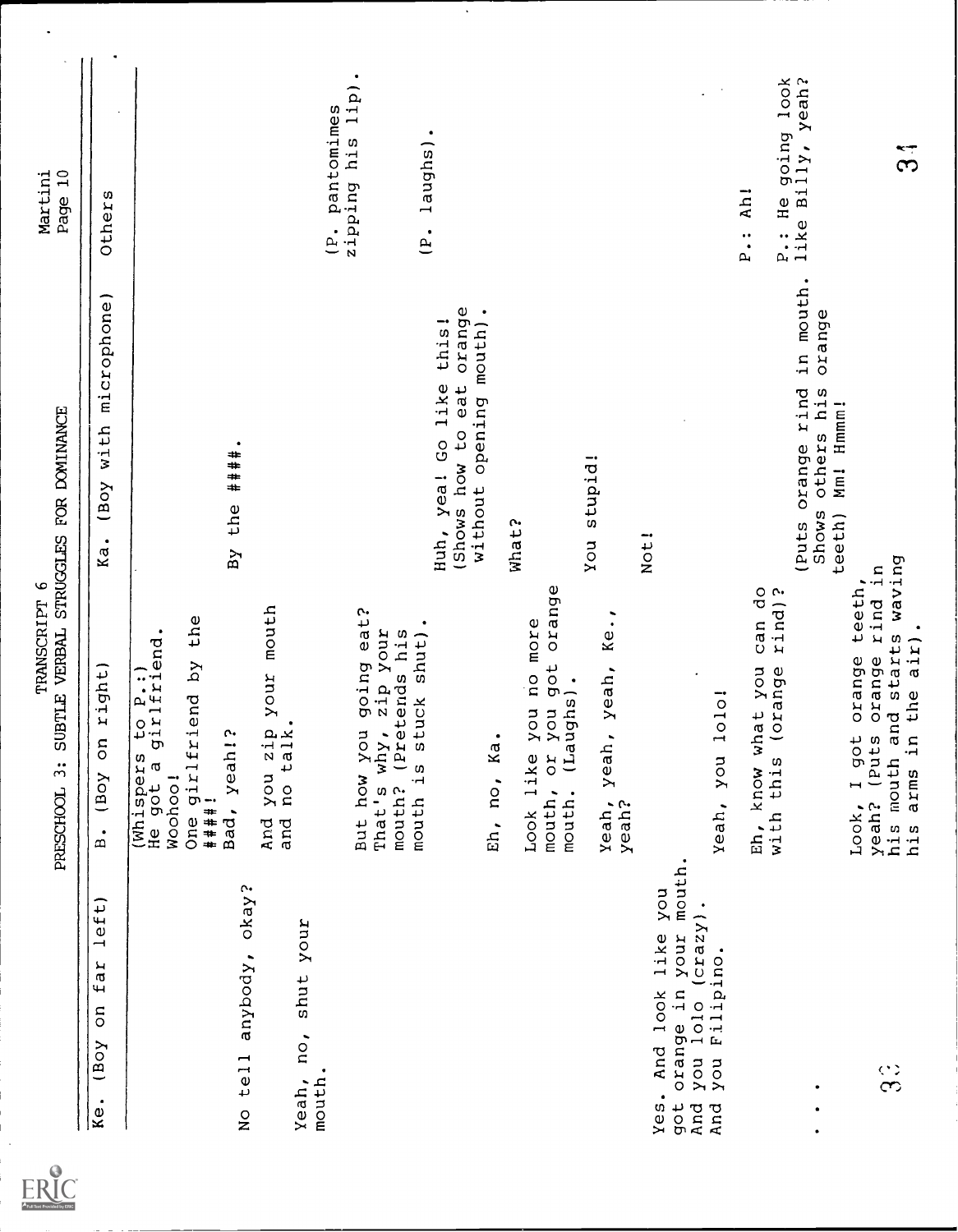TRANSCRIPT 6
PRESCHOOL 3: SUBTLE VERBAL STRUGGLES FOR DOMINANCE

| Ke. (Boy on far left) | B. (Boy on right) | Ka. (Boy with microphone) | Others |
|---|---|---|---|
| | (Whispers to P.:) He got a girlfriend. | | |
| | Woohoo! | | |
| | One girlfriend by the ####! | | |
| No tell anybody, okay? | Bad, yeah!? | By the ####. | |
| Yeah, no, shut your mouth. | And you zip your mouth and no talk. | | (P. pantomimes zipping his lip). |
| | But how you going eat? That's why, zip your mouth? (Pretends his mouth is stuck shut). | | |
| | | Huh, yea! Go like this! (Shows how to eat orange without opening mouth). | (P. laughs). |
| | Eh, no, Ka. | What? | |
| | Look like you no more mouth, or you got orange mouth. (Laughs). | | |
| | Yeah, yeah, yeah, Ke., yeah? | You stupid! | |
| | | Not! | |
| Yes. And look like you got orange in your mouth. And you lolo (crazy). And you Filipino. | | | |
| | Yeah, you lolo! | | |
| | | | P.: Ah! |
| | Eh, know what you can do with this (orange rind)? | | |
| . . . | | (Puts orange rind in mouth. Shows others his orange teeth) Mm! Hmmm! | P.: He going look like Billy, yeah? |
| | Look, I got orange teeth, yeah? (Puts orange rind in his mouth and starts waving his arms in the air). | | |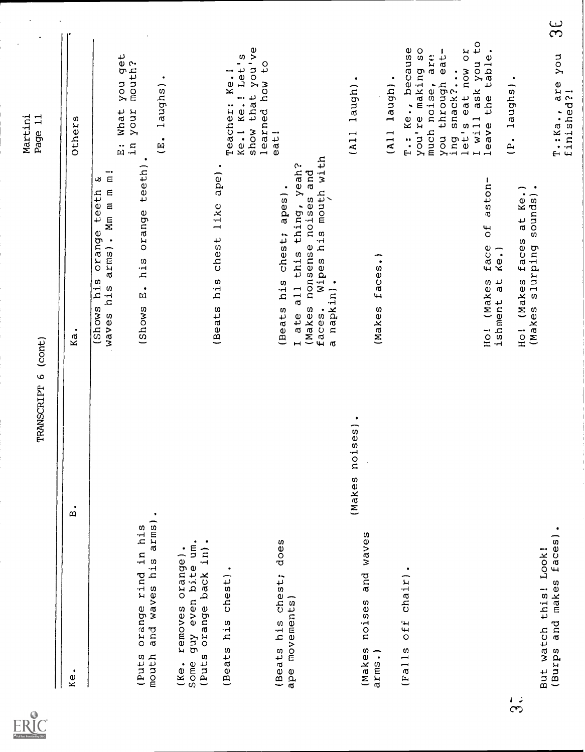TRANSCRIPT 6 (cont)

| Ke. | B. | Ka. | Others |
|---|---|---|---|
| | | (Shows his orange teeth & waves his arms). Mm m m m! | |
| | | | E: What you get in your mouth? |
| (Puts orange rind in his mouth and waves his arms). | | (Shows E. his orange teeth). | |
| | | | (E. laughs). |
| (Ke. removes orange). Some guy even bite um. (Puts orange back in). | | | |
| (Beats his chest). | | (Beats his chest like ape). | Teacher: Ke.! Ke.! Ke.! Let's show that you've learned how to eat! |
| (Beats his chest; does ape movements) | | (Beats his chest; apes). I ate all this thing, yeah? (Makes nonsense noises and faces. Wipes his mouth with a napkin). | |
| | (Makes noises). | | |
| (Makes noises and waves arms.) | | (Makes faces.) | (All laugh). |
| (Falls off chair). | | | (All laugh). |
| | | Ho! (Makes face of astonishment at Ke.) | T.: Ke., because you're making so much noise, are you through eating snack?... let's eat now or I will ask you to leave the table. |
| | | Ho! (Makes faces at Ke.) (Makes slurping sounds). | (P. laughs). |
| But watch this! Look! (Burps and makes faces). | | | T.:Ka., are you finished?! |